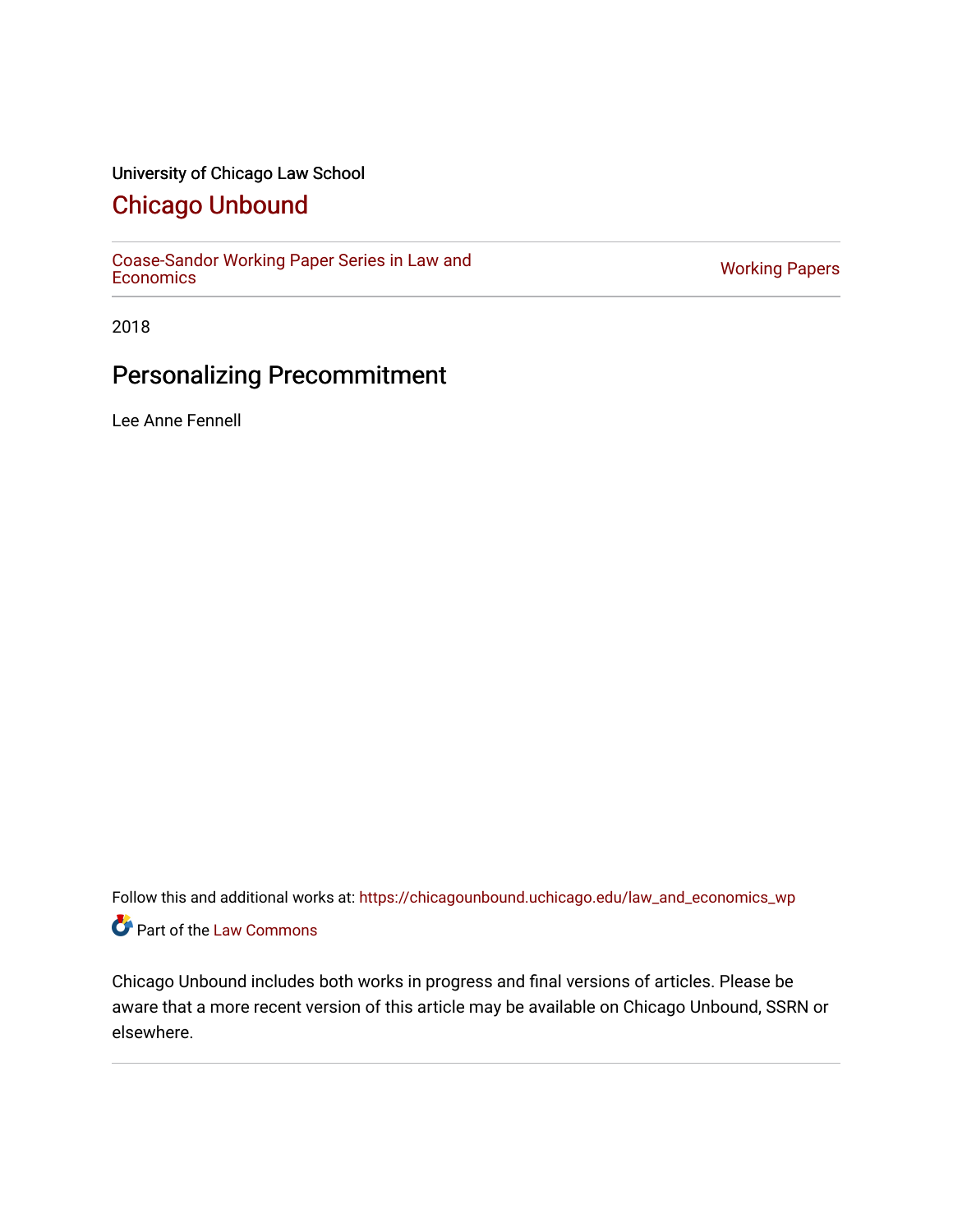University of Chicago Law School

# Chicago Unbound

Coase-Sandor Working Paper Series in Law and Economics | Working Papers

2018

## Personalizing Precommitment

Lee Anne Fennell

Follow this and additional works at: https://chicagounbound.uchicago.edu/law_and_economics_wp

Part of the Law Commons

Chicago Unbound includes both works in progress and final versions of articles. Please be aware that a more recent version of this article may be available on Chicago Unbound, SSRN or elsewhere.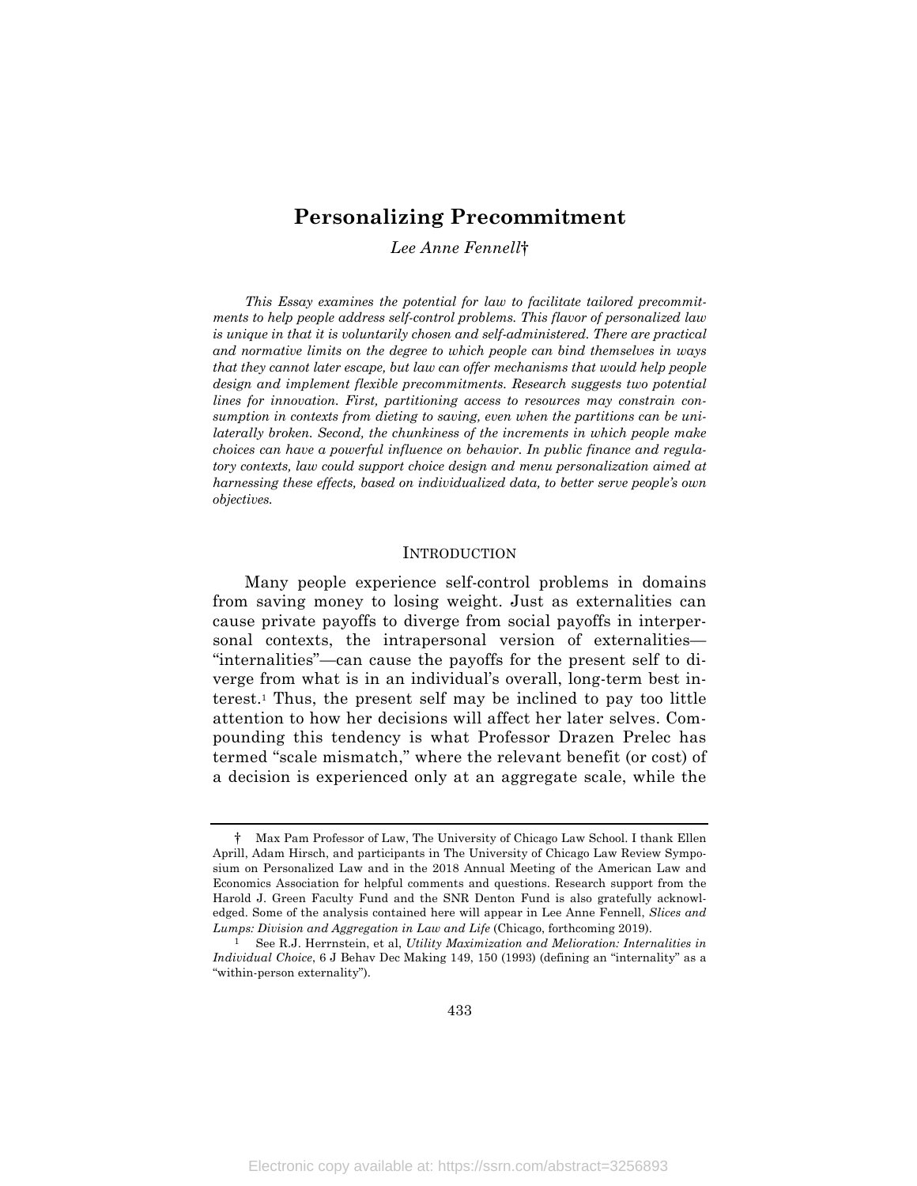# Personalizing Precommitment

*Lee Anne Fennell*†

*This Essay examines the potential for law to facilitate tailored precommitments to help people address self-control problems. This flavor of personalized law is unique in that it is voluntarily chosen and self-administered. There are practical and normative limits on the degree to which people can bind themselves in ways that they cannot later escape, but law can offer mechanisms that would help people design and implement flexible precommitments. Research suggests two potential lines for innovation. First, partitioning access to resources may constrain consumption in contexts from dieting to saving, even when the partitions can be unilaterally broken. Second, the chunkiness of the increments in which people make choices can have a powerful influence on behavior. In public finance and regulatory contexts, law could support choice design and menu personalization aimed at harnessing these effects, based on individualized data, to better serve people's own objectives.*

## INTRODUCTION

Many people experience self-control problems in domains from saving money to losing weight. Just as externalities can cause private payoffs to diverge from social payoffs in interpersonal contexts, the intrapersonal version of externalities—"internalities"—can cause the payoffs for the present self to diverge from what is in an individual's overall, long-term best interest.[1] Thus, the present self may be inclined to pay too little attention to how her decisions will affect her later selves. Compounding this tendency is what Professor Drazen Prelec has termed "scale mismatch," where the relevant benefit (or cost) of a decision is experienced only at an aggregate scale, while the

---

† Max Pam Professor of Law, The University of Chicago Law School. I thank Ellen Aprill, Adam Hirsch, and participants in The University of Chicago Law Review Symposium on Personalized Law and in the 2018 Annual Meeting of the American Law and Economics Association for helpful comments and questions. Research support from the Harold J. Green Faculty Fund and the SNR Denton Fund is also gratefully acknowledged. Some of the analysis contained here will appear in Lee Anne Fennell, *Slices and Lumps: Division and Aggregation in Law and Life* (Chicago, forthcoming 2019).

[1] See R.J. Herrnstein, et al, *Utility Maximization and Melioration: Internalities in Individual Choice*, 6 J Behav Dec Making 149, 150 (1993) (defining an "internality" as a "within-person externality").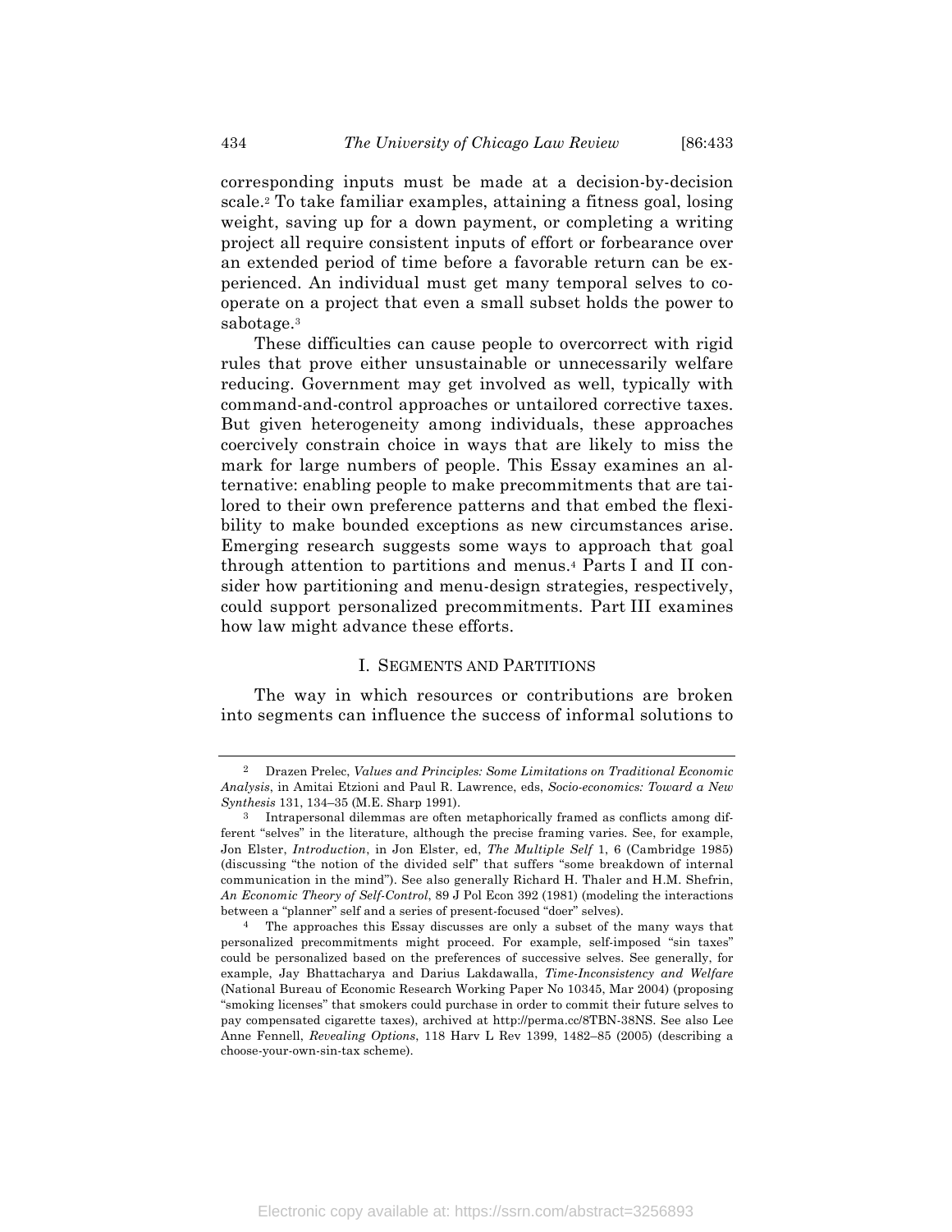corresponding inputs must be made at a decision-by-decision scale.[2] To take familiar examples, attaining a fitness goal, losing weight, saving up for a down payment, or completing a writing project all require consistent inputs of effort or forbearance over an extended period of time before a favorable return can be experienced. An individual must get many temporal selves to cooperate on a project that even a small subset holds the power to sabotage.[3]

These difficulties can cause people to overcorrect with rigid rules that prove either unsustainable or unnecessarily welfare reducing. Government may get involved as well, typically with command-and-control approaches or untailored corrective taxes. But given heterogeneity among individuals, these approaches coercively constrain choice in ways that are likely to miss the mark for large numbers of people. This Essay examines an alternative: enabling people to make precommitments that are tailored to their own preference patterns and that embed the flexibility to make bounded exceptions as new circumstances arise. Emerging research suggests some ways to approach that goal through attention to partitions and menus.[4] Parts I and II consider how partitioning and menu-design strategies, respectively, could support personalized precommitments. Part III examines how law might advance these efforts.

## I. Segments and Partitions

The way in which resources or contributions are broken into segments can influence the success of informal solutions to

---

[2] Drazen Prelec, *Values and Principles: Some Limitations on Traditional Economic Analysis*, in Amitai Etzioni and Paul R. Lawrence, eds, *Socio-economics: Toward a New Synthesis* 131, 134–35 (M.E. Sharp 1991).

[3] Intrapersonal dilemmas are often metaphorically framed as conflicts among different "selves" in the literature, although the precise framing varies. See, for example, Jon Elster, *Introduction*, in Jon Elster, ed, *The Multiple Self* 1, 6 (Cambridge 1985) (discussing "the notion of the divided self" that suffers "some breakdown of internal communication in the mind"). See also generally Richard H. Thaler and H.M. Shefrin, *An Economic Theory of Self-Control*, 89 J Pol Econ 392 (1981) (modeling the interactions between a "planner" self and a series of present-focused "doer" selves).

[4] The approaches this Essay discusses are only a subset of the many ways that personalized precommitments might proceed. For example, self-imposed "sin taxes" could be personalized based on the preferences of successive selves. See generally, for example, Jay Bhattacharya and Darius Lakdawalla, *Time-Inconsistency and Welfare* (National Bureau of Economic Research Working Paper No 10345, Mar 2004) (proposing "smoking licenses" that smokers could purchase in order to commit their future selves to pay compensated cigarette taxes), archived at http://perma.cc/8TBN-38NS. See also Lee Anne Fennell, *Revealing Options*, 118 Harv L Rev 1399, 1482–85 (2005) (describing a choose-your-own-sin-tax scheme).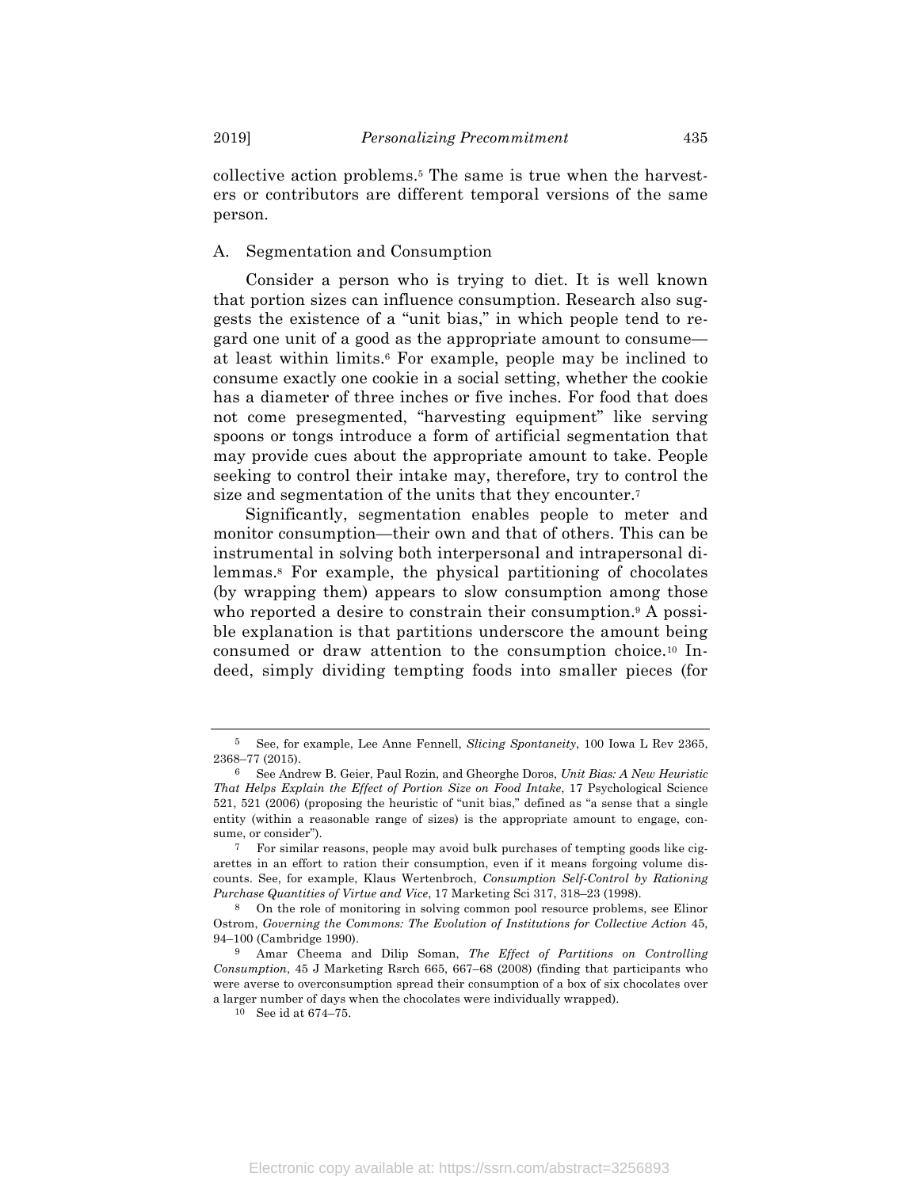collective action problems.[5] The same is true when the harvesters or contributors are different temporal versions of the same person.

### A. Segmentation and Consumption

Consider a person who is trying to diet. It is well known that portion sizes can influence consumption. Research also suggests the existence of a "unit bias," in which people tend to regard one unit of a good as the appropriate amount to consume—at least within limits.[6] For example, people may be inclined to consume exactly one cookie in a social setting, whether the cookie has a diameter of three inches or five inches. For food that does not come presegmented, "harvesting equipment" like serving spoons or tongs introduce a form of artificial segmentation that may provide cues about the appropriate amount to take. People seeking to control their intake may, therefore, try to control the size and segmentation of the units that they encounter.[7]

Significantly, segmentation enables people to meter and monitor consumption—their own and that of others. This can be instrumental in solving both interpersonal and intrapersonal dilemmas.[8] For example, the physical partitioning of chocolates (by wrapping them) appears to slow consumption among those who reported a desire to constrain their consumption.[9] A possible explanation is that partitions underscore the amount being consumed or draw attention to the consumption choice.[10] Indeed, simply dividing tempting foods into smaller pieces (for

---

[5] See, for example, Lee Anne Fennell, *Slicing Spontaneity*, 100 Iowa L Rev 2365, 2368–77 (2015).

[6] See Andrew B. Geier, Paul Rozin, and Gheorghe Doros, *Unit Bias: A New Heuristic That Helps Explain the Effect of Portion Size on Food Intake*, 17 Psychological Science 521, 521 (2006) (proposing the heuristic of "unit bias," defined as "a sense that a single entity (within a reasonable range of sizes) is the appropriate amount to engage, consume, or consider").

[7] For similar reasons, people may avoid bulk purchases of tempting goods like cigarettes in an effort to ration their consumption, even if it means forgoing volume discounts. See, for example, Klaus Wertenbroch, *Consumption Self-Control by Rationing Purchase Quantities of Virtue and Vice*, 17 Marketing Sci 317, 318–23 (1998).

[8] On the role of monitoring in solving common pool resource problems, see Elinor Ostrom, *Governing the Commons: The Evolution of Institutions for Collective Action* 45, 94–100 (Cambridge 1990).

[9] Amar Cheema and Dilip Soman, *The Effect of Partitions on Controlling Consumption*, 45 J Marketing Rsrch 665, 667–68 (2008) (finding that participants who were averse to overconsumption spread their consumption of a box of six chocolates over a larger number of days when the chocolates were individually wrapped).

[10] See id at 674–75.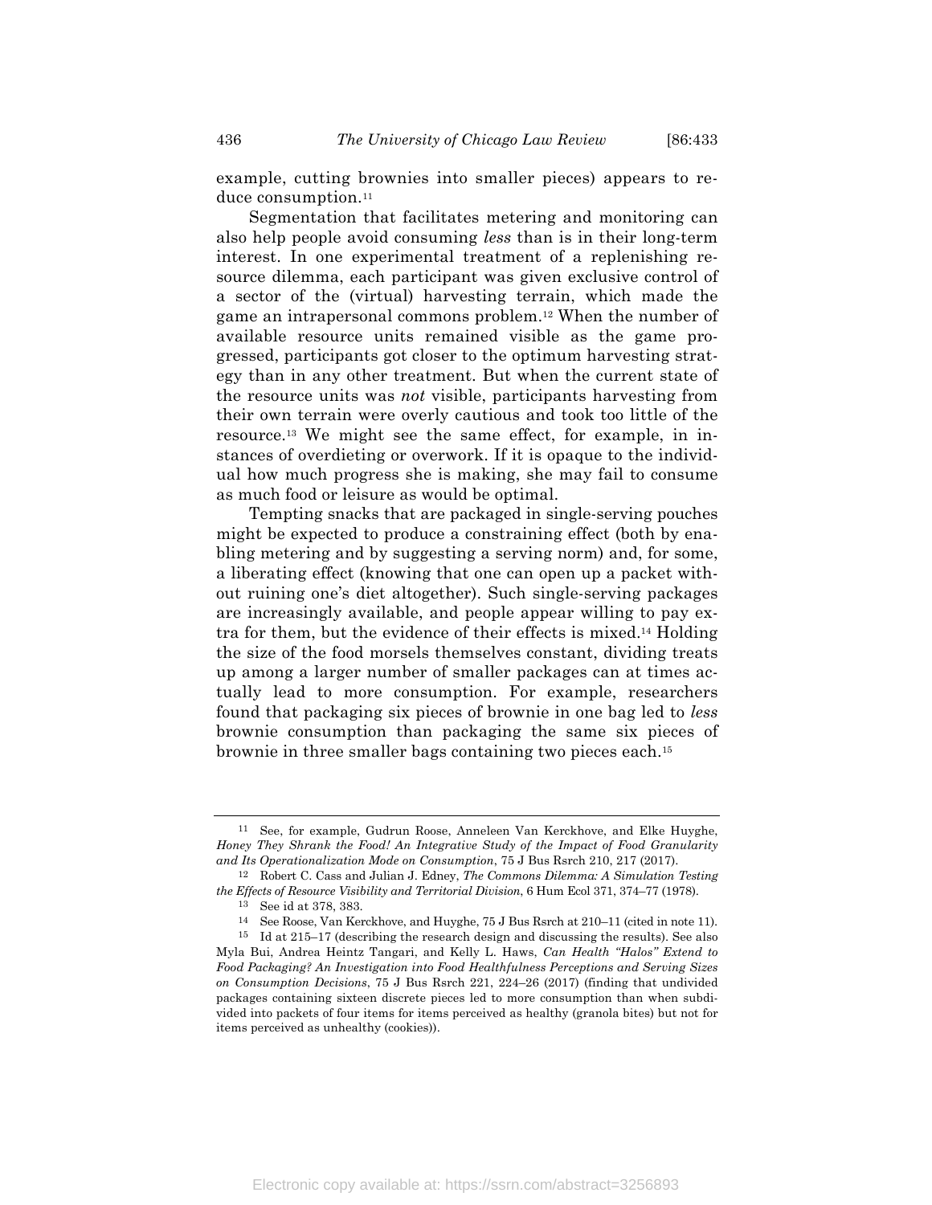example, cutting brownies into smaller pieces) appears to reduce consumption.[11]

Segmentation that facilitates metering and monitoring can also help people avoid consuming *less* than is in their long-term interest. In one experimental treatment of a replenishing resource dilemma, each participant was given exclusive control of a sector of the (virtual) harvesting terrain, which made the game an intrapersonal commons problem.[12] When the number of available resource units remained visible as the game progressed, participants got closer to the optimum harvesting strategy than in any other treatment. But when the current state of the resource units was *not* visible, participants harvesting from their own terrain were overly cautious and took too little of the resource.[13] We might see the same effect, for example, in instances of overdieting or overwork. If it is opaque to the individual how much progress she is making, she may fail to consume as much food or leisure as would be optimal.

Tempting snacks that are packaged in single-serving pouches might be expected to produce a constraining effect (both by enabling metering and by suggesting a serving norm) and, for some, a liberating effect (knowing that one can open up a packet without ruining one's diet altogether). Such single-serving packages are increasingly available, and people appear willing to pay extra for them, but the evidence of their effects is mixed.[14] Holding the size of the food morsels themselves constant, dividing treats up among a larger number of smaller packages can at times actually lead to more consumption. For example, researchers found that packaging six pieces of brownie in one bag led to *less* brownie consumption than packaging the same six pieces of brownie in three smaller bags containing two pieces each.[15]

---

[11] See, for example, Gudrun Roose, Anneleen Van Kerckhove, and Elke Huyghe, *Honey They Shrank the Food! An Integrative Study of the Impact of Food Granularity and Its Operationalization Mode on Consumption*, 75 J Bus Rsrch 210, 217 (2017).

[12] Robert C. Cass and Julian J. Edney, *The Commons Dilemma: A Simulation Testing the Effects of Resource Visibility and Territorial Division*, 6 Hum Ecol 371, 374–77 (1978).

[13] See id at 378, 383.

[14] See Roose, Van Kerckhove, and Huyghe, 75 J Bus Rsrch at 210–11 (cited in note 11).

[15] Id at 215–17 (describing the research design and discussing the results). See also Myla Bui, Andrea Heintz Tangari, and Kelly L. Haws, *Can Health "Halos" Extend to Food Packaging? An Investigation into Food Healthfulness Perceptions and Serving Sizes on Consumption Decisions*, 75 J Bus Rsrch 221, 224–26 (2017) (finding that undivided packages containing sixteen discrete pieces led to more consumption than when subdivided into packets of four items for items perceived as healthy (granola bites) but not for items perceived as unhealthy (cookies)).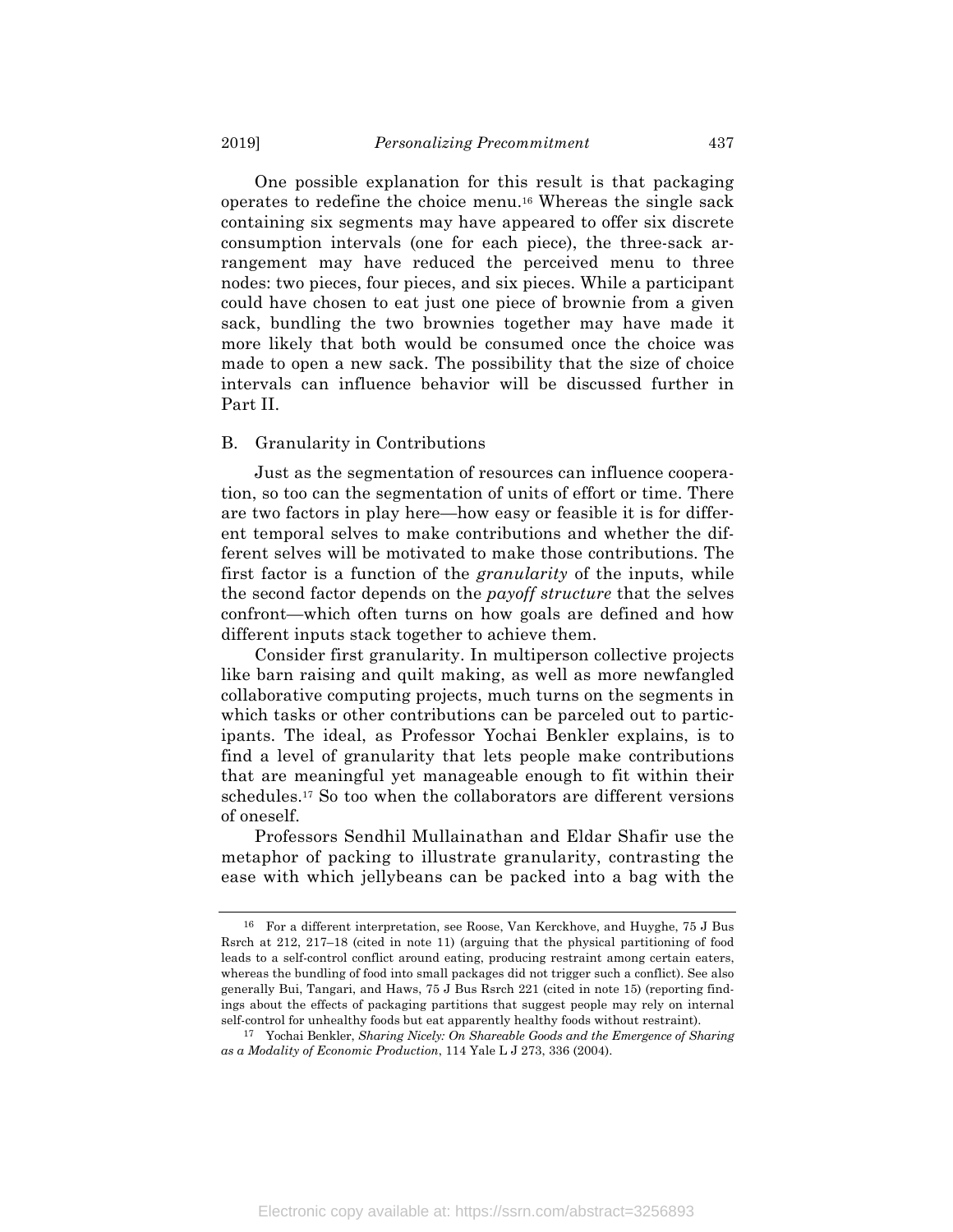One possible explanation for this result is that packaging operates to redefine the choice menu.[16] Whereas the single sack containing six segments may have appeared to offer six discrete consumption intervals (one for each piece), the three-sack arrangement may have reduced the perceived menu to three nodes: two pieces, four pieces, and six pieces. While a participant could have chosen to eat just one piece of brownie from a given sack, bundling the two brownies together may have made it more likely that both would be consumed once the choice was made to open a new sack. The possibility that the size of choice intervals can influence behavior will be discussed further in Part II.

## B. Granularity in Contributions

Just as the segmentation of resources can influence cooperation, so too can the segmentation of units of effort or time. There are two factors in play here—how easy or feasible it is for different temporal selves to make contributions and whether the different selves will be motivated to make those contributions. The first factor is a function of the *granularity* of the inputs, while the second factor depends on the *payoff structure* that the selves confront—which often turns on how goals are defined and how different inputs stack together to achieve them.

Consider first granularity. In multiperson collective projects like barn raising and quilt making, as well as more newfangled collaborative computing projects, much turns on the segments in which tasks or other contributions can be parceled out to participants. The ideal, as Professor Yochai Benkler explains, is to find a level of granularity that lets people make contributions that are meaningful yet manageable enough to fit within their schedules.[17] So too when the collaborators are different versions of oneself.

Professors Sendhil Mullainathan and Eldar Shafir use the metaphor of packing to illustrate granularity, contrasting the ease with which jellybeans can be packed into a bag with the

---

[16] For a different interpretation, see Roose, Van Kerckhove, and Huyghe, 75 J Bus Rsrch at 212, 217–18 (cited in note 11) (arguing that the physical partitioning of food leads to a self-control conflict around eating, producing restraint among certain eaters, whereas the bundling of food into small packages did not trigger such a conflict). See also generally Bui, Tangari, and Haws, 75 J Bus Rsrch 221 (cited in note 15) (reporting findings about the effects of packaging partitions that suggest people may rely on internal self-control for unhealthy foods but eat apparently healthy foods without restraint).

[17] Yochai Benkler, *Sharing Nicely: On Shareable Goods and the Emergence of Sharing as a Modality of Economic Production*, 114 Yale L J 273, 336 (2004).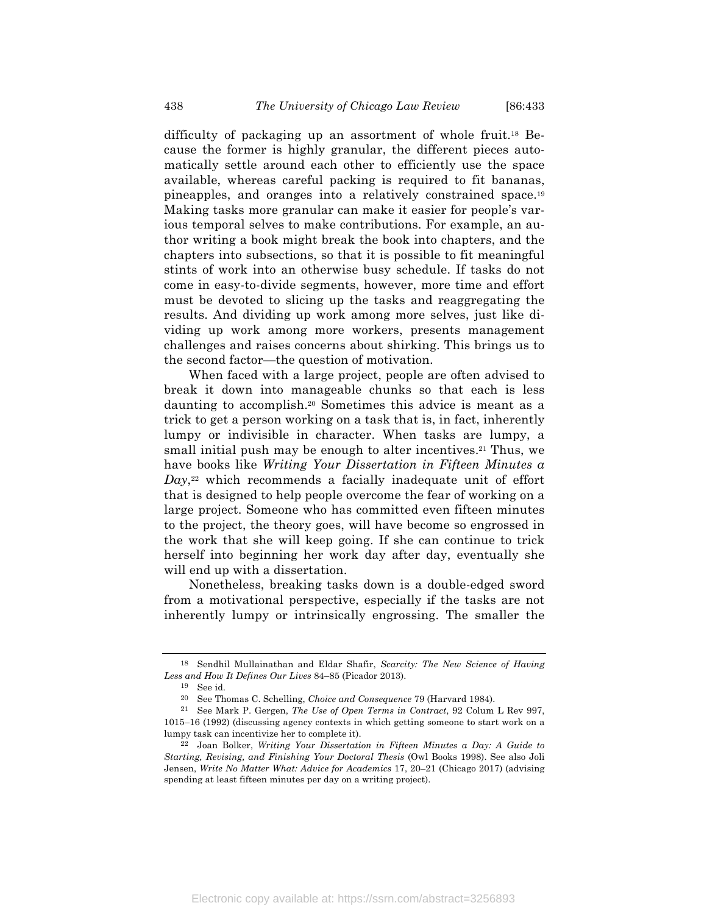difficulty of packaging up an assortment of whole fruit.[18] Because the former is highly granular, the different pieces automatically settle around each other to efficiently use the space available, whereas careful packing is required to fit bananas, pineapples, and oranges into a relatively constrained space.[19] Making tasks more granular can make it easier for people's various temporal selves to make contributions. For example, an author writing a book might break the book into chapters, and the chapters into subsections, so that it is possible to fit meaningful stints of work into an otherwise busy schedule. If tasks do not come in easy-to-divide segments, however, more time and effort must be devoted to slicing up the tasks and reaggregating the results. And dividing up work among more selves, just like dividing up work among more workers, presents management challenges and raises concerns about shirking. This brings us to the second factor—the question of motivation.

When faced with a large project, people are often advised to break it down into manageable chunks so that each is less daunting to accomplish.[20] Sometimes this advice is meant as a trick to get a person working on a task that is, in fact, inherently lumpy or indivisible in character. When tasks are lumpy, a small initial push may be enough to alter incentives.[21] Thus, we have books like *Writing Your Dissertation in Fifteen Minutes a Day*,[22] which recommends a facially inadequate unit of effort that is designed to help people overcome the fear of working on a large project. Someone who has committed even fifteen minutes to the project, the theory goes, will have become so engrossed in the work that she will keep going. If she can continue to trick herself into beginning her work day after day, eventually she will end up with a dissertation.

Nonetheless, breaking tasks down is a double-edged sword from a motivational perspective, especially if the tasks are not inherently lumpy or intrinsically engrossing. The smaller the

---

[18] Sendhil Mullainathan and Eldar Shafir, *Scarcity: The New Science of Having Less and How It Defines Our Lives* 84–85 (Picador 2013).

[19] See id.

[20] See Thomas C. Schelling, *Choice and Consequence* 79 (Harvard 1984).

[21] See Mark P. Gergen, *The Use of Open Terms in Contract*, 92 Colum L Rev 997, 1015–16 (1992) (discussing agency contexts in which getting someone to start work on a lumpy task can incentivize her to complete it).

[22] Joan Bolker, *Writing Your Dissertation in Fifteen Minutes a Day: A Guide to Starting, Revising, and Finishing Your Doctoral Thesis* (Owl Books 1998). See also Joli Jensen, *Write No Matter What: Advice for Academics* 17, 20–21 (Chicago 2017) (advising spending at least fifteen minutes per day on a writing project).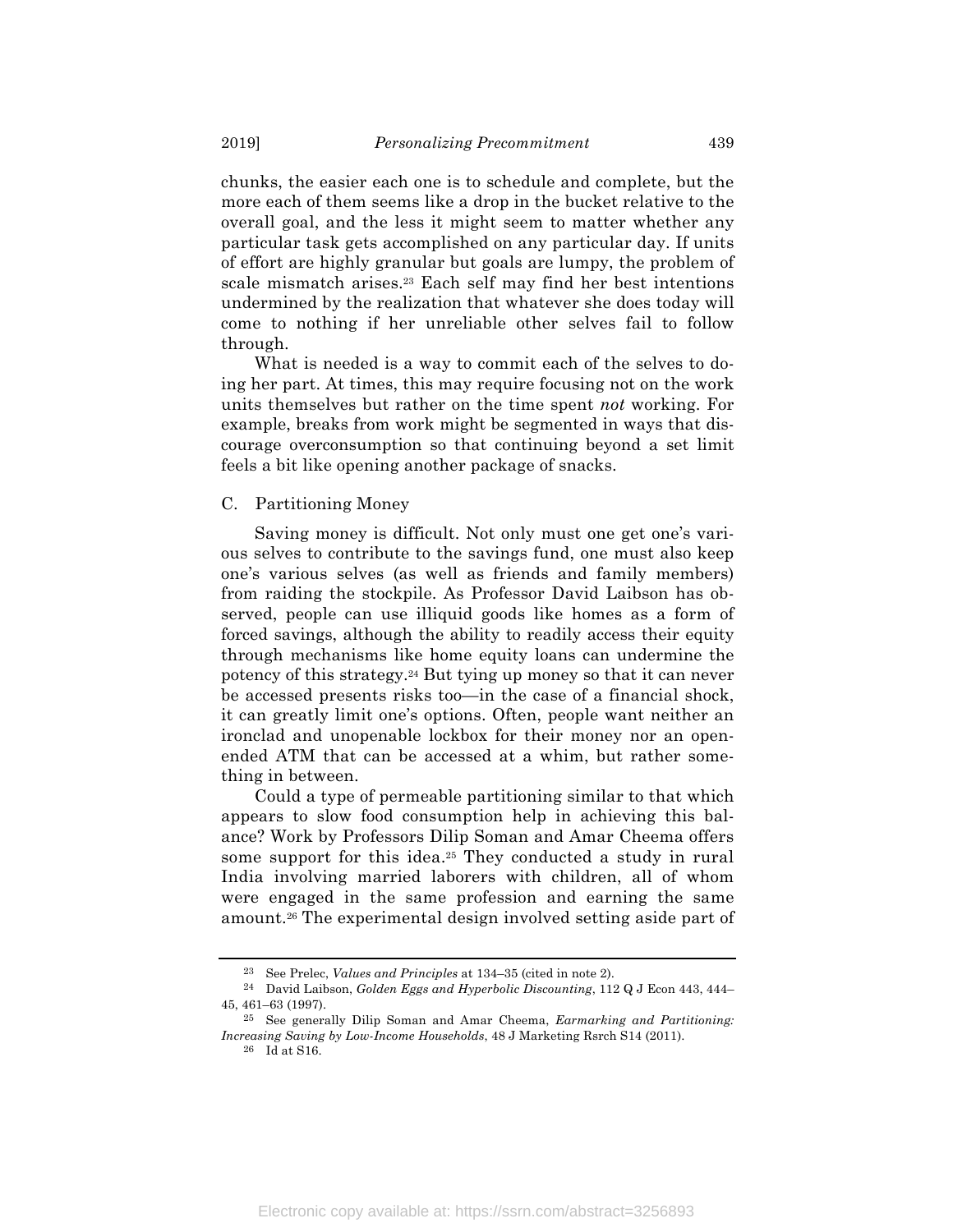chunks, the easier each one is to schedule and complete, but the more each of them seems like a drop in the bucket relative to the overall goal, and the less it might seem to matter whether any particular task gets accomplished on any particular day. If units of effort are highly granular but goals are lumpy, the problem of scale mismatch arises.[23] Each self may find her best intentions undermined by the realization that whatever she does today will come to nothing if her unreliable other selves fail to follow through.

What is needed is a way to commit each of the selves to doing her part. At times, this may require focusing not on the work units themselves but rather on the time spent *not* working. For example, breaks from work might be segmented in ways that discourage overconsumption so that continuing beyond a set limit feels a bit like opening another package of snacks.

### C. Partitioning Money

Saving money is difficult. Not only must one get one's various selves to contribute to the savings fund, one must also keep one's various selves (as well as friends and family members) from raiding the stockpile. As Professor David Laibson has observed, people can use illiquid goods like homes as a form of forced savings, although the ability to readily access their equity through mechanisms like home equity loans can undermine the potency of this strategy.[24] But tying up money so that it can never be accessed presents risks too—in the case of a financial shock, it can greatly limit one's options. Often, people want neither an ironclad and unopenable lockbox for their money nor an open-ended ATM that can be accessed at a whim, but rather something in between.

Could a type of permeable partitioning similar to that which appears to slow food consumption help in achieving this balance? Work by Professors Dilip Soman and Amar Cheema offers some support for this idea.[25] They conducted a study in rural India involving married laborers with children, all of whom were engaged in the same profession and earning the same amount.[26] The experimental design involved setting aside part of

---

[23] See Prelec, *Values and Principles* at 134–35 (cited in note 2).

[24] David Laibson, *Golden Eggs and Hyperbolic Discounting*, 112 Q J Econ 443, 444–45, 461–63 (1997).

[25] See generally Dilip Soman and Amar Cheema, *Earmarking and Partitioning: Increasing Saving by Low-Income Households*, 48 J Marketing Rsrch S14 (2011).

[26] Id at S16.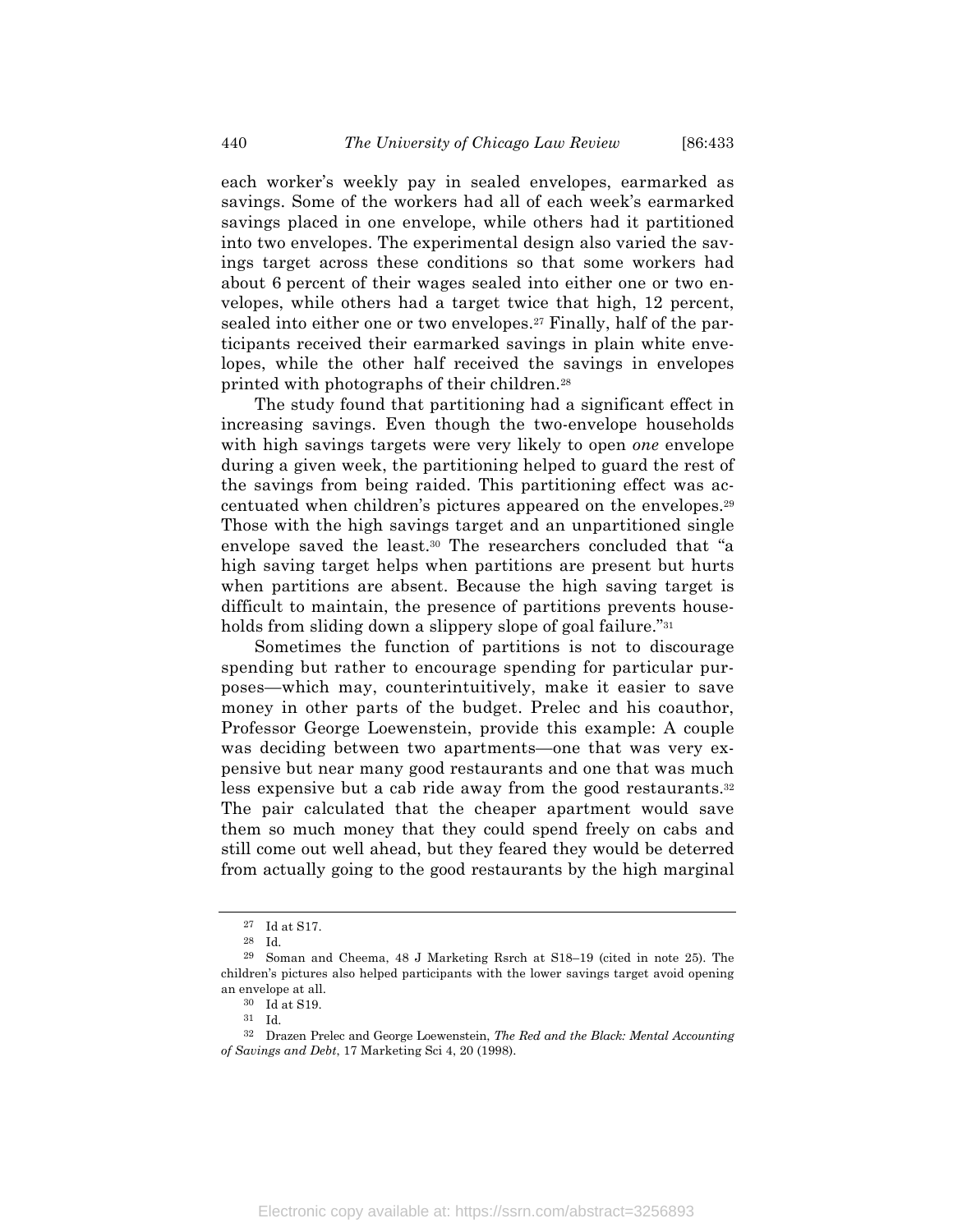each worker's weekly pay in sealed envelopes, earmarked as savings. Some of the workers had all of each week's earmarked savings placed in one envelope, while others had it partitioned into two envelopes. The experimental design also varied the savings target across these conditions so that some workers had about 6 percent of their wages sealed into either one or two envelopes, while others had a target twice that high, 12 percent, sealed into either one or two envelopes.[27] Finally, half of the participants received their earmarked savings in plain white envelopes, while the other half received the savings in envelopes printed with photographs of their children.[28]

The study found that partitioning had a significant effect in increasing savings. Even though the two-envelope households with high savings targets were very likely to open *one* envelope during a given week, the partitioning helped to guard the rest of the savings from being raided. This partitioning effect was accentuated when children's pictures appeared on the envelopes.[29] Those with the high savings target and an unpartitioned single envelope saved the least.[30] The researchers concluded that "a high saving target helps when partitions are present but hurts when partitions are absent. Because the high saving target is difficult to maintain, the presence of partitions prevents households from sliding down a slippery slope of goal failure."[31]

Sometimes the function of partitions is not to discourage spending but rather to encourage spending for particular purposes—which may, counterintuitively, make it easier to save money in other parts of the budget. Prelec and his coauthor, Professor George Loewenstein, provide this example: A couple was deciding between two apartments—one that was very expensive but near many good restaurants and one that was much less expensive but a cab ride away from the good restaurants.[32] The pair calculated that the cheaper apartment would save them so much money that they could spend freely on cabs and still come out well ahead, but they feared they would be deterred from actually going to the good restaurants by the high marginal

---

[27] Id at S17.

[28] Id.

[29] Soman and Cheema, 48 J Marketing Rsrch at S18–19 (cited in note 25). The children's pictures also helped participants with the lower savings target avoid opening an envelope at all.

[30] Id at S19.

[31] Id.

[32] Drazen Prelec and George Loewenstein, *The Red and the Black: Mental Accounting of Savings and Debt*, 17 Marketing Sci 4, 20 (1998).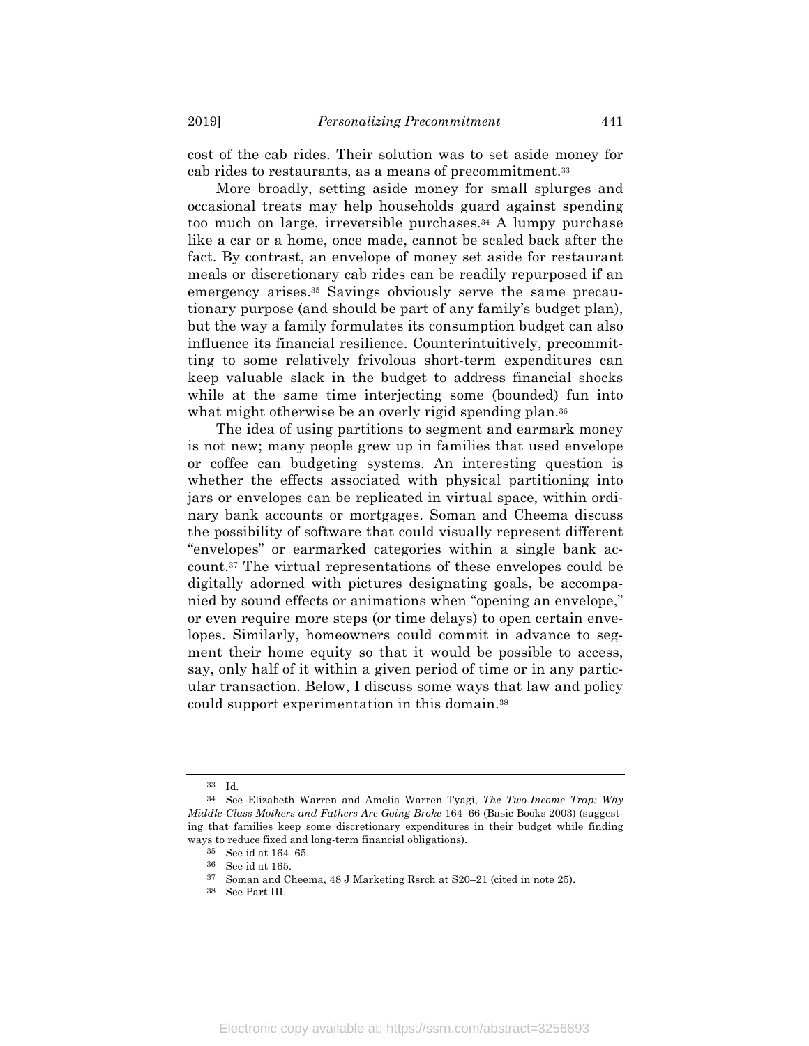cost of the cab rides. Their solution was to set aside money for cab rides to restaurants, as a means of precommitment.[33]

More broadly, setting aside money for small splurges and occasional treats may help households guard against spending too much on large, irreversible purchases.[34] A lumpy purchase like a car or a home, once made, cannot be scaled back after the fact. By contrast, an envelope of money set aside for restaurant meals or discretionary cab rides can be readily repurposed if an emergency arises.[35] Savings obviously serve the same precautionary purpose (and should be part of any family's budget plan), but the way a family formulates its consumption budget can also influence its financial resilience. Counterintuitively, precommitting to some relatively frivolous short-term expenditures can keep valuable slack in the budget to address financial shocks while at the same time interjecting some (bounded) fun into what might otherwise be an overly rigid spending plan.[36]

The idea of using partitions to segment and earmark money is not new; many people grew up in families that used envelope or coffee can budgeting systems. An interesting question is whether the effects associated with physical partitioning into jars or envelopes can be replicated in virtual space, within ordinary bank accounts or mortgages. Soman and Cheema discuss the possibility of software that could visually represent different "envelopes" or earmarked categories within a single bank account.[37] The virtual representations of these envelopes could be digitally adorned with pictures designating goals, be accompanied by sound effects or animations when "opening an envelope," or even require more steps (or time delays) to open certain envelopes. Similarly, homeowners could commit in advance to segment their home equity so that it would be possible to access, say, only half of it within a given period of time or in any particular transaction. Below, I discuss some ways that law and policy could support experimentation in this domain.[38]

---

[33] Id.

[34] See Elizabeth Warren and Amelia Warren Tyagi, *The Two-Income Trap: Why Middle-Class Mothers and Fathers Are Going Broke* 164–66 (Basic Books 2003) (suggesting that families keep some discretionary expenditures in their budget while finding ways to reduce fixed and long-term financial obligations).

[35] See id at 164–65.

[36] See id at 165.

[37] Soman and Cheema, 48 J Marketing Rsrch at S20–21 (cited in note 25).

[38] See Part III.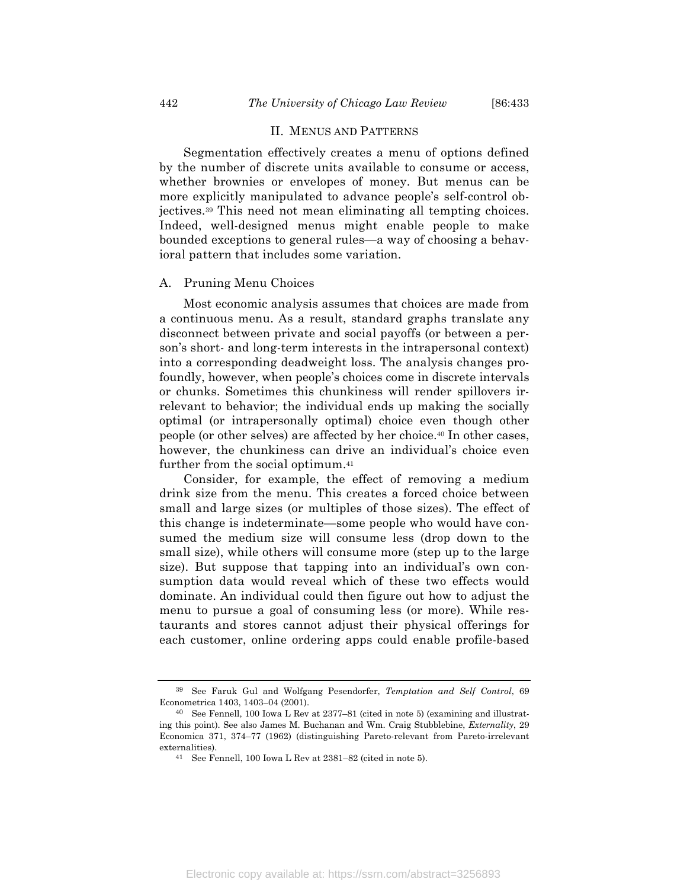## II. MENUS AND PATTERNS

Segmentation effectively creates a menu of options defined by the number of discrete units available to consume or access, whether brownies or envelopes of money. But menus can be more explicitly manipulated to advance people's self-control objectives.[39] This need not mean eliminating all tempting choices. Indeed, well-designed menus might enable people to make bounded exceptions to general rules—a way of choosing a behavioral pattern that includes some variation.

### A. Pruning Menu Choices

Most economic analysis assumes that choices are made from a continuous menu. As a result, standard graphs translate any disconnect between private and social payoffs (or between a person's short- and long-term interests in the intrapersonal context) into a corresponding deadweight loss. The analysis changes profoundly, however, when people's choices come in discrete intervals or chunks. Sometimes this chunkiness will render spillovers irrelevant to behavior; the individual ends up making the socially optimal (or intrapersonally optimal) choice even though other people (or other selves) are affected by her choice.[40] In other cases, however, the chunkiness can drive an individual's choice even further from the social optimum.[41]

Consider, for example, the effect of removing a medium drink size from the menu. This creates a forced choice between small and large sizes (or multiples of those sizes). The effect of this change is indeterminate—some people who would have consumed the medium size will consume less (drop down to the small size), while others will consume more (step up to the large size). But suppose that tapping into an individual's own consumption data would reveal which of these two effects would dominate. An individual could then figure out how to adjust the menu to pursue a goal of consuming less (or more). While restaurants and stores cannot adjust their physical offerings for each customer, online ordering apps could enable profile-based

---

[39] See Faruk Gul and Wolfgang Pesendorfer, *Temptation and Self Control*, 69 Econometrica 1403, 1403–04 (2001).

[40] See Fennell, 100 Iowa L Rev at 2377–81 (cited in note 5) (examining and illustrating this point). See also James M. Buchanan and Wm. Craig Stubblebine, *Externality*, 29 Economica 371, 374–77 (1962) (distinguishing Pareto-relevant from Pareto-irrelevant externalities).

[41] See Fennell, 100 Iowa L Rev at 2381–82 (cited in note 5).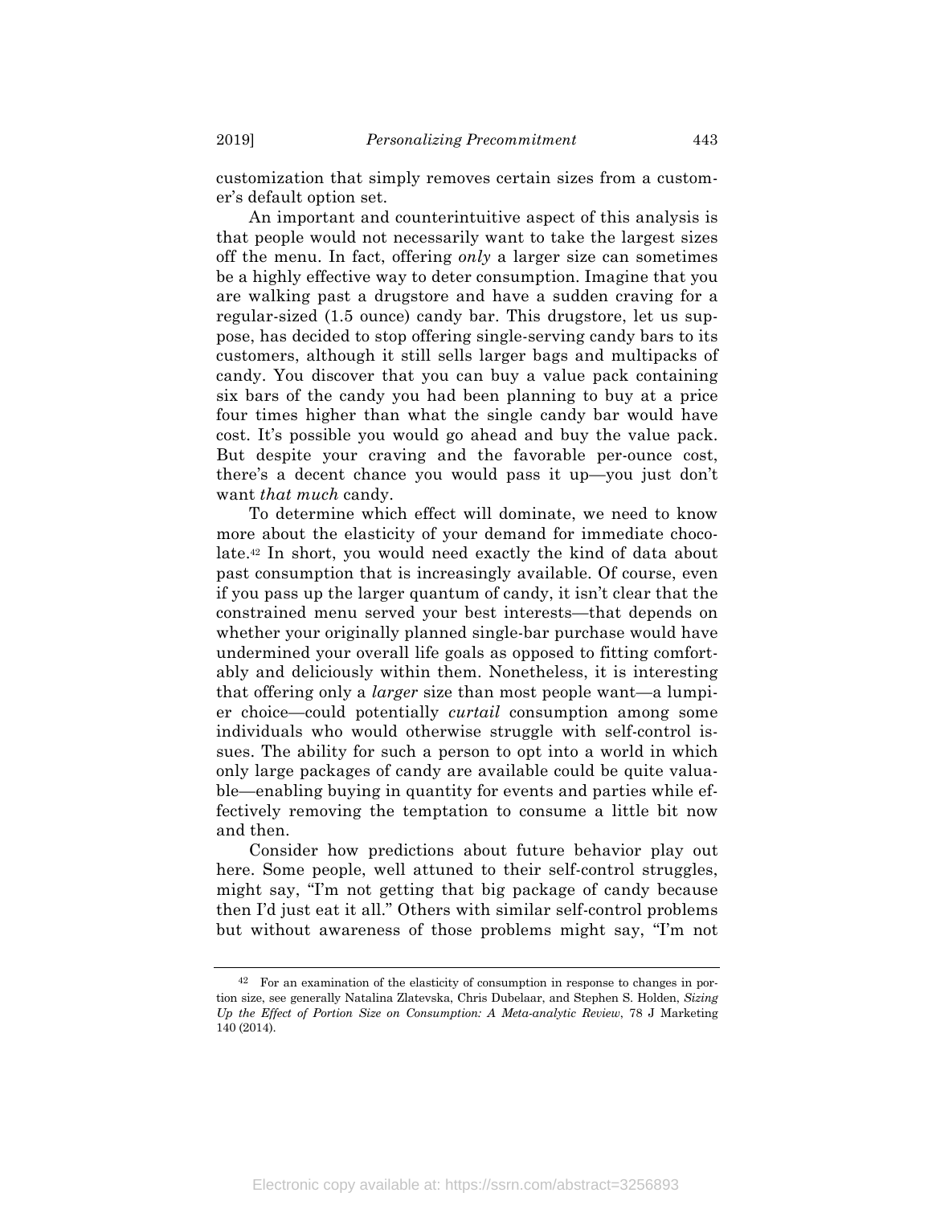customization that simply removes certain sizes from a customer's default option set.

An important and counterintuitive aspect of this analysis is that people would not necessarily want to take the largest sizes off the menu. In fact, offering *only* a larger size can sometimes be a highly effective way to deter consumption. Imagine that you are walking past a drugstore and have a sudden craving for a regular-sized (1.5 ounce) candy bar. This drugstore, let us suppose, has decided to stop offering single-serving candy bars to its customers, although it still sells larger bags and multipacks of candy. You discover that you can buy a value pack containing six bars of the candy you had been planning to buy at a price four times higher than what the single candy bar would have cost. It's possible you would go ahead and buy the value pack. But despite your craving and the favorable per-ounce cost, there's a decent chance you would pass it up—you just don't want *that much* candy.

To determine which effect will dominate, we need to know more about the elasticity of your demand for immediate chocolate.[42] In short, you would need exactly the kind of data about past consumption that is increasingly available. Of course, even if you pass up the larger quantum of candy, it isn't clear that the constrained menu served your best interests—that depends on whether your originally planned single-bar purchase would have undermined your overall life goals as opposed to fitting comfortably and deliciously within them. Nonetheless, it is interesting that offering only a *larger* size than most people want—a lumpier choice—could potentially *curtail* consumption among some individuals who would otherwise struggle with self-control issues. The ability for such a person to opt into a world in which only large packages of candy are available could be quite valuable—enabling buying in quantity for events and parties while effectively removing the temptation to consume a little bit now and then.

Consider how predictions about future behavior play out here. Some people, well attuned to their self-control struggles, might say, "I'm not getting that big package of candy because then I'd just eat it all." Others with similar self-control problems but without awareness of those problems might say, "I'm not

---

[42] For an examination of the elasticity of consumption in response to changes in portion size, see generally Natalina Zlatevska, Chris Dubelaar, and Stephen S. Holden, *Sizing Up the Effect of Portion Size on Consumption: A Meta-analytic Review*, 78 J Marketing 140 (2014).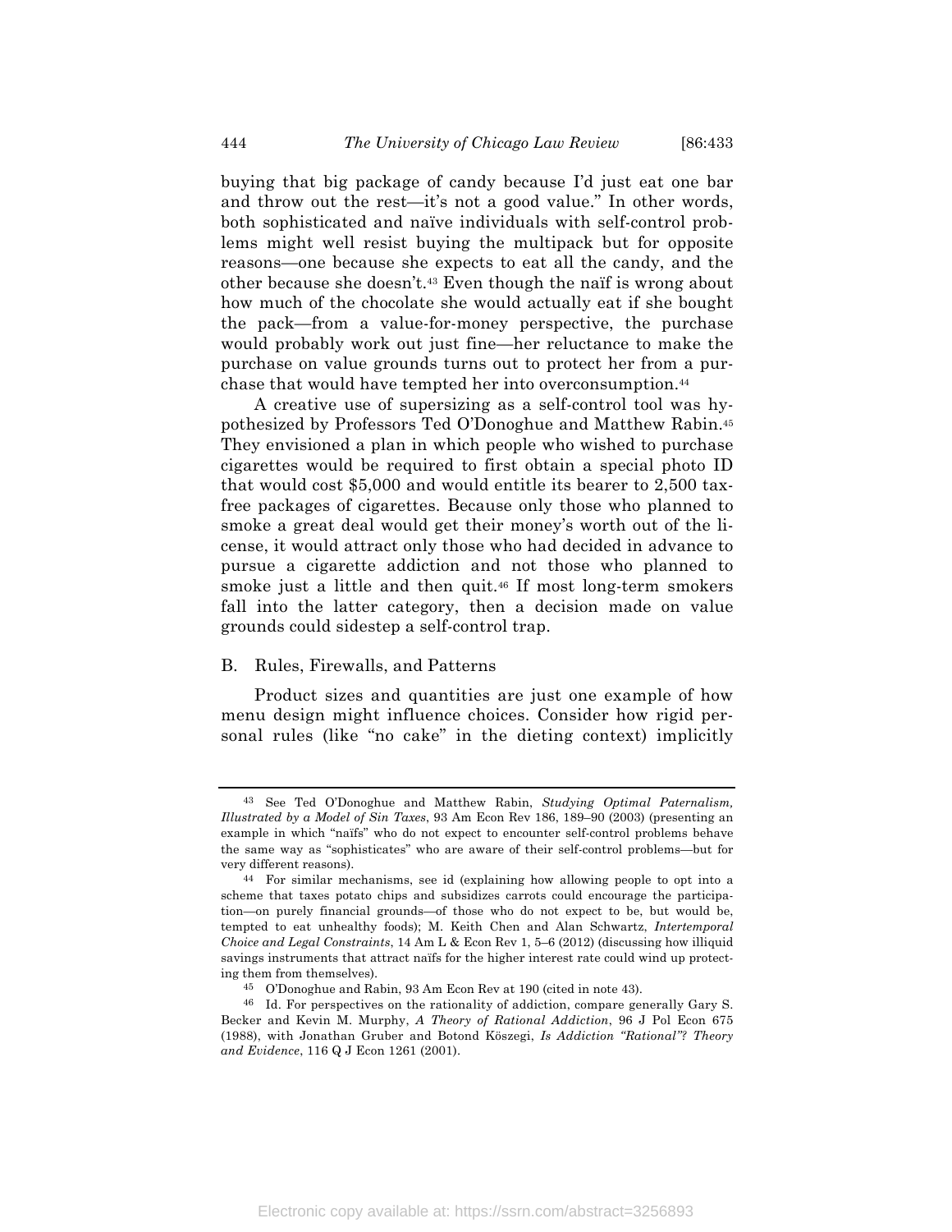buying that big package of candy because I'd just eat one bar and throw out the rest—it's not a good value." In other words, both sophisticated and naïve individuals with self-control problems might well resist buying the multipack but for opposite reasons—one because she expects to eat all the candy, and the other because she doesn't.[43] Even though the naïf is wrong about how much of the chocolate she would actually eat if she bought the pack—from a value-for-money perspective, the purchase would probably work out just fine—her reluctance to make the purchase on value grounds turns out to protect her from a purchase that would have tempted her into overconsumption.[44]

A creative use of supersizing as a self-control tool was hypothesized by Professors Ted O'Donoghue and Matthew Rabin.[45] They envisioned a plan in which people who wished to purchase cigarettes would be required to first obtain a special photo ID that would cost $5,000 and would entitle its bearer to 2,500 tax-free packages of cigarettes. Because only those who planned to smoke a great deal would get their money's worth out of the license, it would attract only those who had decided in advance to pursue a cigarette addiction and not those who planned to smoke just a little and then quit.[46] If most long-term smokers fall into the latter category, then a decision made on value grounds could sidestep a self-control trap.

## B. Rules, Firewalls, and Patterns

Product sizes and quantities are just one example of how menu design might influence choices. Consider how rigid personal rules (like "no cake" in the dieting context) implicitly

---

[43] See Ted O'Donoghue and Matthew Rabin, *Studying Optimal Paternalism, Illustrated by a Model of Sin Taxes*, 93 Am Econ Rev 186, 189–90 (2003) (presenting an example in which "naïfs" who do not expect to encounter self-control problems behave the same way as "sophisticates" who are aware of their self-control problems—but for very different reasons).

[44] For similar mechanisms, see id (explaining how allowing people to opt into a scheme that taxes potato chips and subsidizes carrots could encourage the participation—on purely financial grounds—of those who do not expect to be, but would be, tempted to eat unhealthy foods); M. Keith Chen and Alan Schwartz, *Intertemporal Choice and Legal Constraints*, 14 Am L & Econ Rev 1, 5–6 (2012) (discussing how illiquid savings instruments that attract naïfs for the higher interest rate could wind up protecting them from themselves).

[45] O'Donoghue and Rabin, 93 Am Econ Rev at 190 (cited in note 43).

[46] Id. For perspectives on the rationality of addiction, compare generally Gary S. Becker and Kevin M. Murphy, *A Theory of Rational Addiction*, 96 J Pol Econ 675 (1988), with Jonathan Gruber and Botond Köszegi, *Is Addiction "Rational"? Theory and Evidence*, 116 Q J Econ 1261 (2001).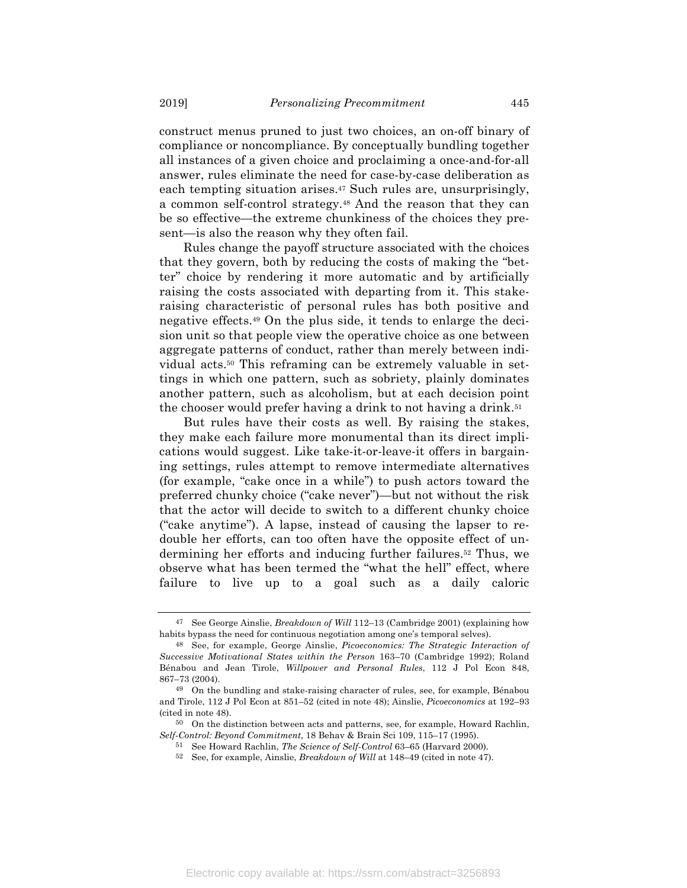construct menus pruned to just two choices, an on-off binary of compliance or noncompliance. By conceptually bundling together all instances of a given choice and proclaiming a once-and-for-all answer, rules eliminate the need for case-by-case deliberation as each tempting situation arises.[47] Such rules are, unsurprisingly, a common self-control strategy.[48] And the reason that they can be so effective—the extreme chunkiness of the choices they present—is also the reason why they often fail.

Rules change the payoff structure associated with the choices that they govern, both by reducing the costs of making the "better" choice by rendering it more automatic and by artificially raising the costs associated with departing from it. This stake-raising characteristic of personal rules has both positive and negative effects.[49] On the plus side, it tends to enlarge the decision unit so that people view the operative choice as one between aggregate patterns of conduct, rather than merely between individual acts.[50] This reframing can be extremely valuable in settings in which one pattern, such as sobriety, plainly dominates another pattern, such as alcoholism, but at each decision point the chooser would prefer having a drink to not having a drink.[51]

But rules have their costs as well. By raising the stakes, they make each failure more monumental than its direct implications would suggest. Like take-it-or-leave-it offers in bargaining settings, rules attempt to remove intermediate alternatives (for example, "cake once in a while") to push actors toward the preferred chunky choice ("cake never")—but not without the risk that the actor will decide to switch to a different chunky choice ("cake anytime"). A lapse, instead of causing the lapser to redouble her efforts, can too often have the opposite effect of undermining her efforts and inducing further failures.[52] Thus, we observe what has been termed the "what the hell" effect, where failure to live up to a goal such as a daily caloric

---

[47] See George Ainslie, *Breakdown of Will* 112–13 (Cambridge 2001) (explaining how habits bypass the need for continuous negotiation among one's temporal selves).

[48] See, for example, George Ainslie, *Picoeconomics: The Strategic Interaction of Successive Motivational States within the Person* 163–70 (Cambridge 1992); Roland Bénabou and Jean Tirole, *Willpower and Personal Rules*, 112 J Pol Econ 848, 867–73 (2004).

[49] On the bundling and stake-raising character of rules, see, for example, Bénabou and Tirole, 112 J Pol Econ at 851–52 (cited in note 48); Ainslie, *Picoeconomics* at 192–93 (cited in note 48).

[50] On the distinction between acts and patterns, see, for example, Howard Rachlin, *Self-Control: Beyond Commitment*, 18 Behav & Brain Sci 109, 115–17 (1995).

[51] See Howard Rachlin, *The Science of Self-Control* 63–65 (Harvard 2000).

[52] See, for example, Ainslie, *Breakdown of Will* at 148–49 (cited in note 47).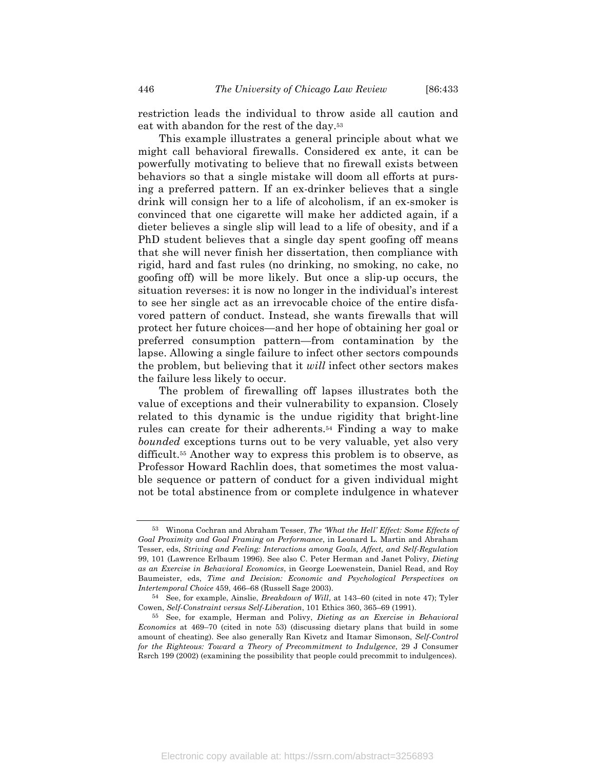restriction leads the individual to throw aside all caution and eat with abandon for the rest of the day.[53]

This example illustrates a general principle about what we might call behavioral firewalls. Considered ex ante, it can be powerfully motivating to believe that no firewall exists between behaviors so that a single mistake will doom all efforts at pursing a preferred pattern. If an ex-drinker believes that a single drink will consign her to a life of alcoholism, if an ex-smoker is convinced that one cigarette will make her addicted again, if a dieter believes a single slip will lead to a life of obesity, and if a PhD student believes that a single day spent goofing off means that she will never finish her dissertation, then compliance with rigid, hard and fast rules (no drinking, no smoking, no cake, no goofing off) will be more likely. But once a slip-up occurs, the situation reverses: it is now no longer in the individual's interest to see her single act as an irrevocable choice of the entire disfavored pattern of conduct. Instead, she wants firewalls that will protect her future choices—and her hope of obtaining her goal or preferred consumption pattern—from contamination by the lapse. Allowing a single failure to infect other sectors compounds the problem, but believing that it *will* infect other sectors makes the failure less likely to occur.

The problem of firewalling off lapses illustrates both the value of exceptions and their vulnerability to expansion. Closely related to this dynamic is the undue rigidity that bright-line rules can create for their adherents.[54] Finding a way to make *bounded* exceptions turns out to be very valuable, yet also very difficult.[55] Another way to express this problem is to observe, as Professor Howard Rachlin does, that sometimes the most valuable sequence or pattern of conduct for a given individual might not be total abstinence from or complete indulgence in whatever

---

[53] Winona Cochran and Abraham Tesser, *The 'What the Hell' Effect: Some Effects of Goal Proximity and Goal Framing on Performance*, in Leonard L. Martin and Abraham Tesser, eds, *Striving and Feeling: Interactions among Goals, Affect, and Self-Regulation* 99, 101 (Lawrence Erlbaum 1996). See also C. Peter Herman and Janet Polivy, *Dieting as an Exercise in Behavioral Economics*, in George Loewenstein, Daniel Read, and Roy Baumeister, eds, *Time and Decision: Economic and Psychological Perspectives on Intertemporal Choice* 459, 466–68 (Russell Sage 2003).

[54] See, for example, Ainslie, *Breakdown of Will*, at 143–60 (cited in note 47); Tyler Cowen, *Self-Constraint versus Self-Liberation*, 101 Ethics 360, 365–69 (1991).

[55] See, for example, Herman and Polivy, *Dieting as an Exercise in Behavioral Economics* at 469–70 (cited in note 53) (discussing dietary plans that build in some amount of cheating). See also generally Ran Kivetz and Itamar Simonson, *Self-Control for the Righteous: Toward a Theory of Precommitment to Indulgence*, 29 J Consumer Rsrch 199 (2002) (examining the possibility that people could precommit to indulgences).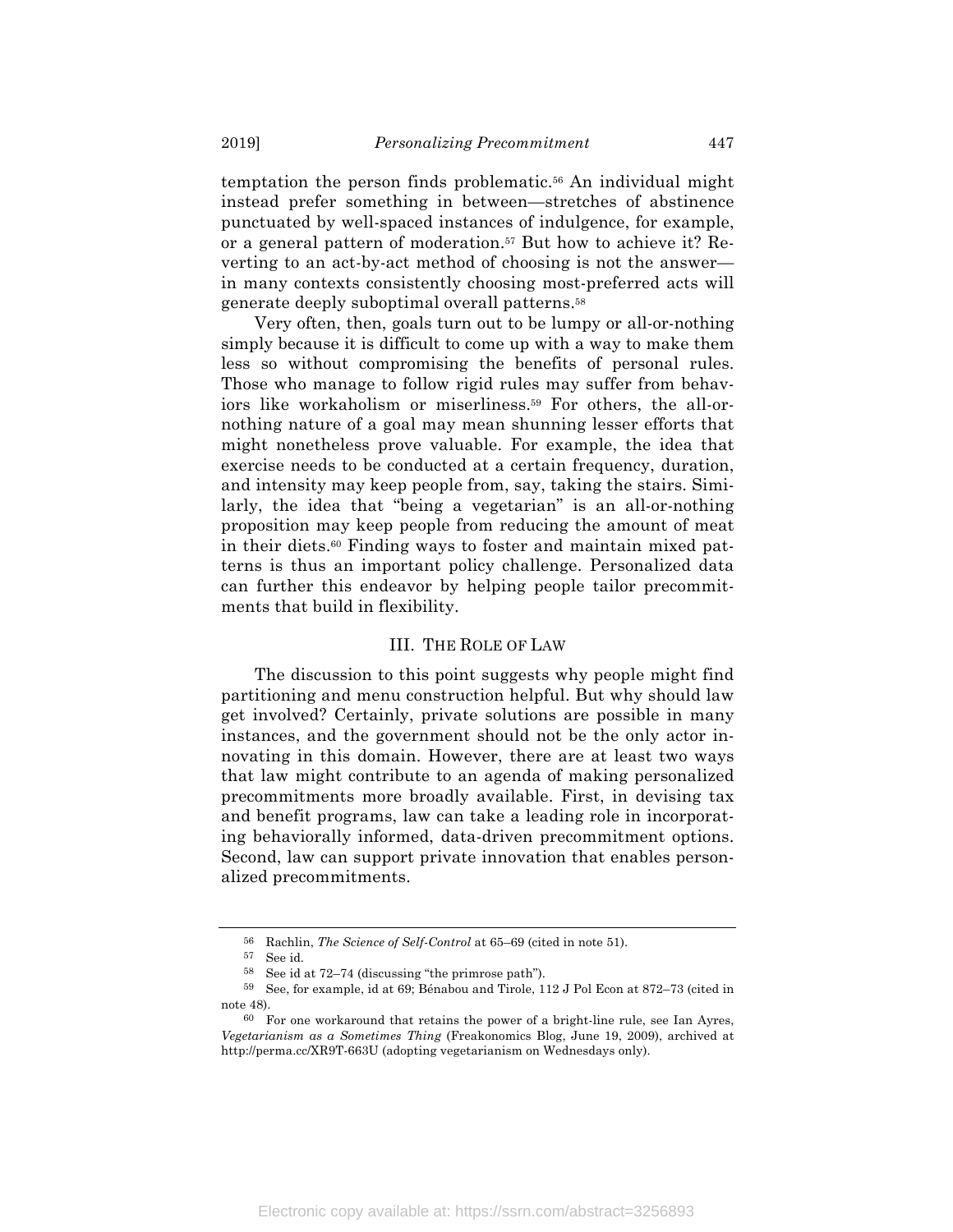temptation the person finds problematic.[56] An individual might instead prefer something in between—stretches of abstinence punctuated by well-spaced instances of indulgence, for example, or a general pattern of moderation.[57] But how to achieve it? Reverting to an act-by-act method of choosing is not the answer—in many contexts consistently choosing most-preferred acts will generate deeply suboptimal overall patterns.[58]

Very often, then, goals turn out to be lumpy or all-or-nothing simply because it is difficult to come up with a way to make them less so without compromising the benefits of personal rules. Those who manage to follow rigid rules may suffer from behaviors like workaholism or miserliness.[59] For others, the all-or-nothing nature of a goal may mean shunning lesser efforts that might nonetheless prove valuable. For example, the idea that exercise needs to be conducted at a certain frequency, duration, and intensity may keep people from, say, taking the stairs. Similarly, the idea that "being a vegetarian" is an all-or-nothing proposition may keep people from reducing the amount of meat in their diets.[60] Finding ways to foster and maintain mixed patterns is thus an important policy challenge. Personalized data can further this endeavor by helping people tailor precommitments that build in flexibility.

## III. The Role of Law

The discussion to this point suggests why people might find partitioning and menu construction helpful. But why should law get involved? Certainly, private solutions are possible in many instances, and the government should not be the only actor innovating in this domain. However, there are at least two ways that law might contribute to an agenda of making personalized precommitments more broadly available. First, in devising tax and benefit programs, law can take a leading role in incorporating behaviorally informed, data-driven precommitment options. Second, law can support private innovation that enables personalized precommitments.

---

56 Rachlin, *The Science of Self-Control* at 65–69 (cited in note 51).

57 See id.

58 See id at 72–74 (discussing "the primrose path").

59 See, for example, id at 69; Bénabou and Tirole, 112 J Pol Econ at 872–73 (cited in note 48).

60 For one workaround that retains the power of a bright-line rule, see Ian Ayres, *Vegetarianism as a Sometimes Thing* (Freakonomics Blog, June 19, 2009), archived at http://perma.cc/XR9T-663U (adopting vegetarianism on Wednesdays only).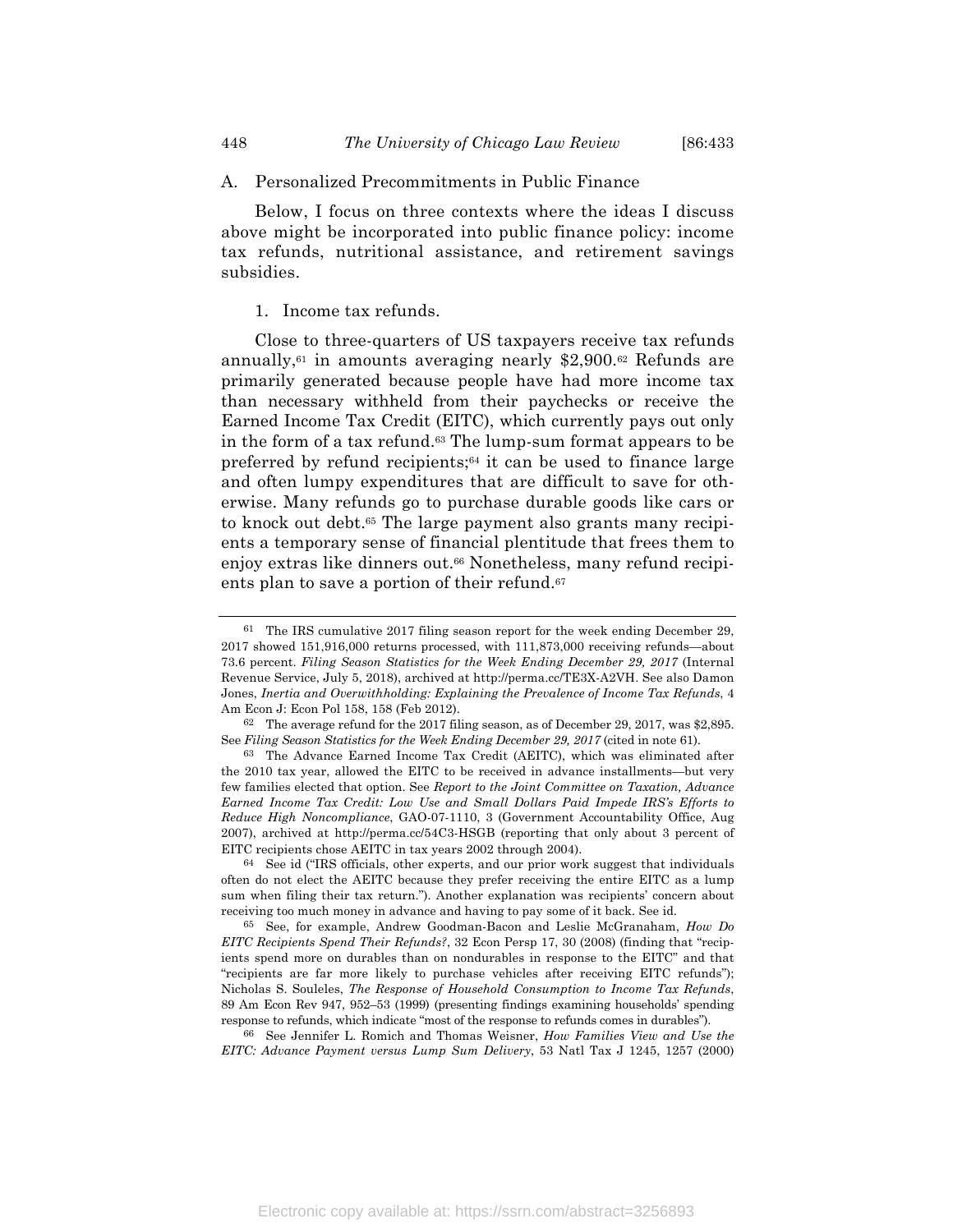## A. Personalized Precommitments in Public Finance

Below, I focus on three contexts where the ideas I discuss above might be incorporated into public finance policy: income tax refunds, nutritional assistance, and retirement savings subsidies.

### 1. Income tax refunds.

Close to three-quarters of US taxpayers receive tax refunds annually,[61] in amounts averaging nearly $2,900.[62] Refunds are primarily generated because people have had more income tax than necessary withheld from their paychecks or receive the Earned Income Tax Credit (EITC), which currently pays out only in the form of a tax refund.[63] The lump-sum format appears to be preferred by refund recipients;[64] it can be used to finance large and often lumpy expenditures that are difficult to save for otherwise. Many refunds go to purchase durable goods like cars or to knock out debt.[65] The large payment also grants many recipients a temporary sense of financial plentitude that frees them to enjoy extras like dinners out.[66] Nonetheless, many refund recipients plan to save a portion of their refund.[67]

---

[61] The IRS cumulative 2017 filing season report for the week ending December 29, 2017 showed 151,916,000 returns processed, with 111,873,000 receiving refunds—about 73.6 percent. *Filing Season Statistics for the Week Ending December 29, 2017* (Internal Revenue Service, July 5, 2018), archived at http://perma.cc/TE3X-A2VH. See also Damon Jones, *Inertia and Overwithholding: Explaining the Prevalence of Income Tax Refunds*, 4 Am Econ J: Econ Pol 158, 158 (Feb 2012).

[62] The average refund for the 2017 filing season, as of December 29, 2017, was $2,895. See *Filing Season Statistics for the Week Ending December 29, 2017* (cited in note 61).

[63] The Advance Earned Income Tax Credit (AEITC), which was eliminated after the 2010 tax year, allowed the EITC to be received in advance installments—but very few families elected that option. See *Report to the Joint Committee on Taxation, Advance Earned Income Tax Credit: Low Use and Small Dollars Paid Impede IRS's Efforts to Reduce High Noncompliance*, GAO-07-1110, 3 (Government Accountability Office, Aug 2007), archived at http://perma.cc/54C3-HSGB (reporting that only about 3 percent of EITC recipients chose AEITC in tax years 2002 through 2004).

[64] See id ("IRS officials, other experts, and our prior work suggest that individuals often do not elect the AEITC because they prefer receiving the entire EITC as a lump sum when filing their tax return."). Another explanation was recipients' concern about receiving too much money in advance and having to pay some of it back. See id.

[65] See, for example, Andrew Goodman-Bacon and Leslie McGranaham, *How Do EITC Recipients Spend Their Refunds?*, 32 Econ Persp 17, 30 (2008) (finding that "recipients spend more on durables than on nondurables in response to the EITC" and that "recipients are far more likely to purchase vehicles after receiving EITC refunds"); Nicholas S. Souleles, *The Response of Household Consumption to Income Tax Refunds*, 89 Am Econ Rev 947, 952–53 (1999) (presenting findings examining households' spending response to refunds, which indicate "most of the response to refunds comes in durables").

[66] See Jennifer L. Romich and Thomas Weisner, *How Families View and Use the EITC: Advance Payment versus Lump Sum Delivery*, 53 Natl Tax J 1245, 1257 (2000)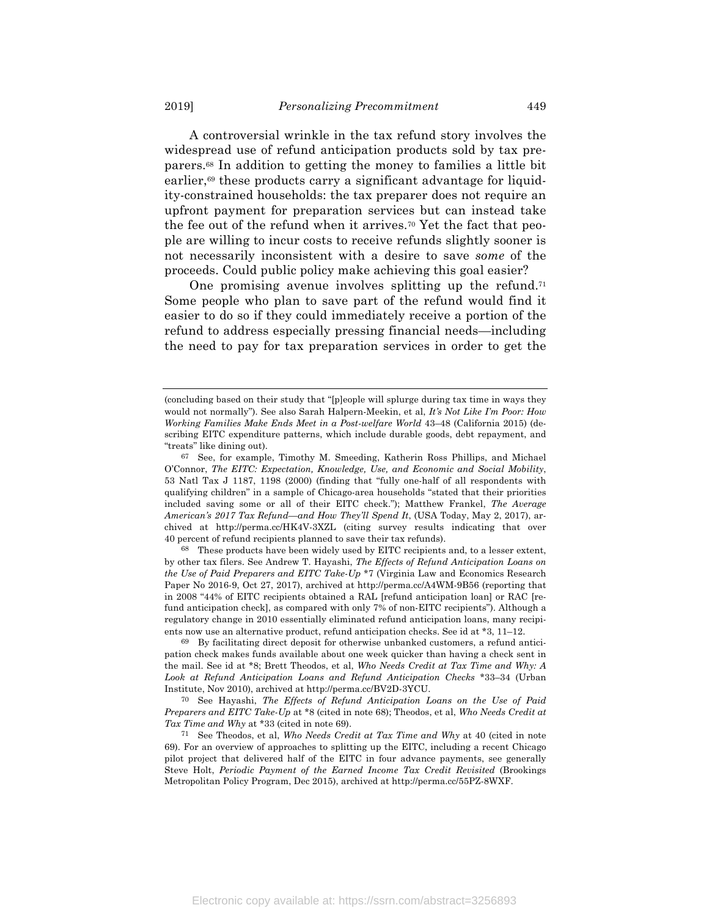A controversial wrinkle in the tax refund story involves the widespread use of refund anticipation products sold by tax preparers.[68] In addition to getting the money to families a little bit earlier,[69] these products carry a significant advantage for liquidity-constrained households: the tax preparer does not require an upfront payment for preparation services but can instead take the fee out of the refund when it arrives.[70] Yet the fact that people are willing to incur costs to receive refunds slightly sooner is not necessarily inconsistent with a desire to save *some* of the proceeds. Could public policy make achieving this goal easier?

One promising avenue involves splitting up the refund.[71] Some people who plan to save part of the refund would find it easier to do so if they could immediately receive a portion of the refund to address especially pressing financial needs—including the need to pay for tax preparation services in order to get the

---

(concluding based on their study that "[p]eople will splurge during tax time in ways they would not normally"). See also Sarah Halpern-Meekin, et al, *It's Not Like I'm Poor: How Working Families Make Ends Meet in a Post-welfare World* 43–48 (California 2015) (describing EITC expenditure patterns, which include durable goods, debt repayment, and "treats" like dining out).

[67] See, for example, Timothy M. Smeeding, Katherin Ross Phillips, and Michael O'Connor, *The EITC: Expectation, Knowledge, Use, and Economic and Social Mobility*, 53 Natl Tax J 1187, 1198 (2000) (finding that "fully one-half of all respondents with qualifying children" in a sample of Chicago-area households "stated that their priorities included saving some or all of their EITC check."); Matthew Frankel, *The Average American's 2017 Tax Refund—and How They'll Spend It*, (USA Today, May 2, 2017), archived at http://perma.cc/HK4V-3XZL (citing survey results indicating that over 40 percent of refund recipients planned to save their tax refunds).

[68] These products have been widely used by EITC recipients and, to a lesser extent, by other tax filers. See Andrew T. Hayashi, *The Effects of Refund Anticipation Loans on the Use of Paid Preparers and EITC Take-Up* *7 (Virginia Law and Economics Research Paper No 2016-9, Oct 27, 2017), archived at http://perma.cc/A4WM-9B56 (reporting that in 2008 "44% of EITC recipients obtained a RAL [refund anticipation loan] or RAC [refund anticipation check], as compared with only 7% of non-EITC recipients"). Although a regulatory change in 2010 essentially eliminated refund anticipation loans, many recipients now use an alternative product, refund anticipation checks. See id at *3, 11–12.

[69] By facilitating direct deposit for otherwise unbanked customers, a refund anticipation check makes funds available about one week quicker than having a check sent in the mail. See id at *8; Brett Theodos, et al, *Who Needs Credit at Tax Time and Why: A Look at Refund Anticipation Loans and Refund Anticipation Checks* *33–34 (Urban Institute, Nov 2010), archived at http://perma.cc/BV2D-3YCU.

[70] See Hayashi, *The Effects of Refund Anticipation Loans on the Use of Paid Preparers and EITC Take-Up* at *8 (cited in note 68); Theodos, et al, *Who Needs Credit at Tax Time and Why* at *33 (cited in note 69).

[71] See Theodos, et al, *Who Needs Credit at Tax Time and Why* at 40 (cited in note 69). For an overview of approaches to splitting up the EITC, including a recent Chicago pilot project that delivered half of the EITC in four advance payments, see generally Steve Holt, *Periodic Payment of the Earned Income Tax Credit Revisited* (Brookings Metropolitan Policy Program, Dec 2015), archived at http://perma.cc/55PZ-8WXF.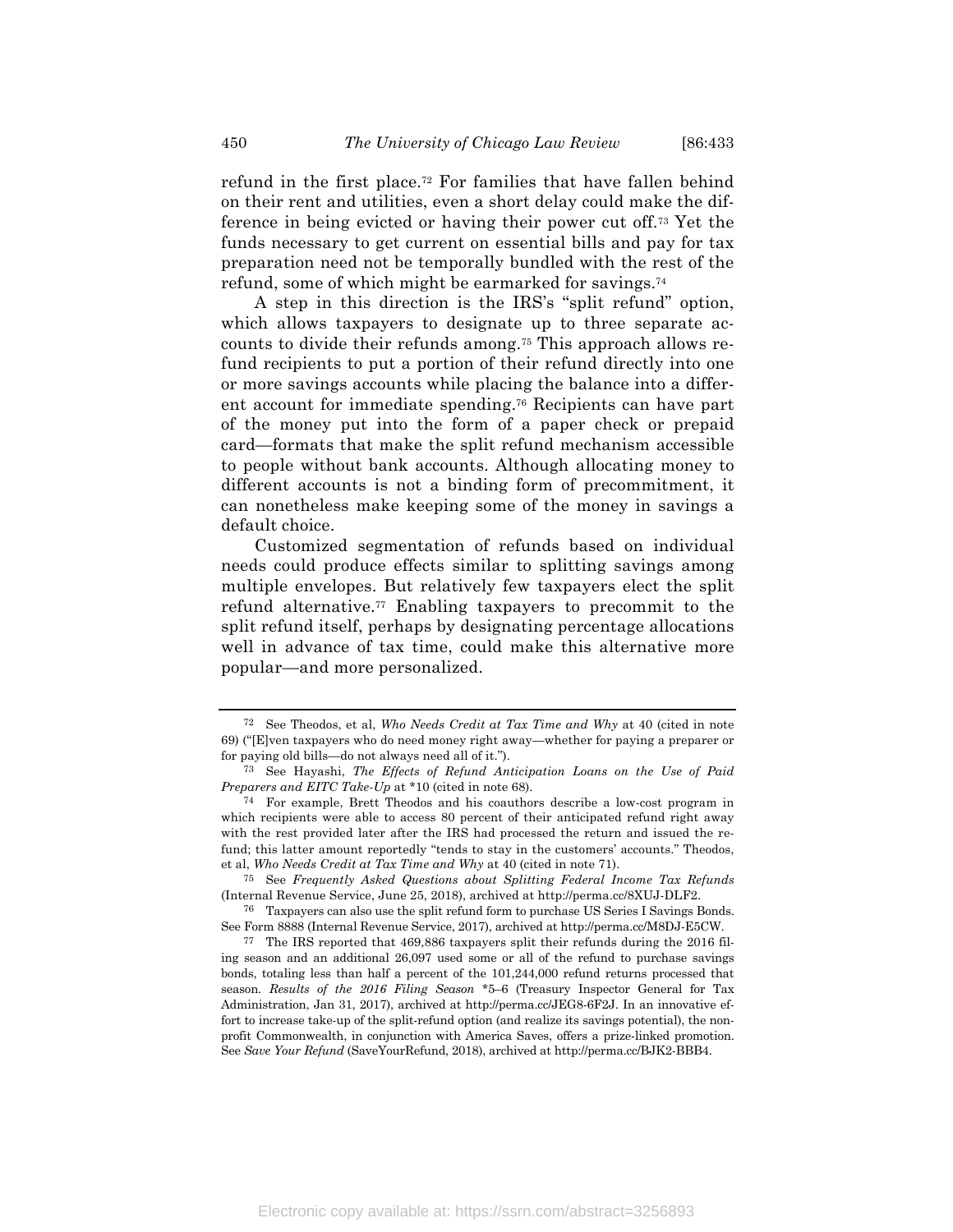refund in the first place.[72] For families that have fallen behind on their rent and utilities, even a short delay could make the difference in being evicted or having their power cut off.[73] Yet the funds necessary to get current on essential bills and pay for tax preparation need not be temporally bundled with the rest of the refund, some of which might be earmarked for savings.[74]

A step in this direction is the IRS's "split refund" option, which allows taxpayers to designate up to three separate accounts to divide their refunds among.[75] This approach allows refund recipients to put a portion of their refund directly into one or more savings accounts while placing the balance into a different account for immediate spending.[76] Recipients can have part of the money put into the form of a paper check or prepaid card—formats that make the split refund mechanism accessible to people without bank accounts. Although allocating money to different accounts is not a binding form of precommitment, it can nonetheless make keeping some of the money in savings a default choice.

Customized segmentation of refunds based on individual needs could produce effects similar to splitting savings among multiple envelopes. But relatively few taxpayers elect the split refund alternative.[77] Enabling taxpayers to precommit to the split refund itself, perhaps by designating percentage allocations well in advance of tax time, could make this alternative more popular—and more personalized.

---

[72] See Theodos, et al, *Who Needs Credit at Tax Time and Why* at 40 (cited in note 69) ("[E]ven taxpayers who do need money right away—whether for paying a preparer or for paying old bills—do not always need all of it.").

[73] See Hayashi, *The Effects of Refund Anticipation Loans on the Use of Paid Preparers and EITC Take-Up* at *10 (cited in note 68).

[74] For example, Brett Theodos and his coauthors describe a low-cost program in which recipients were able to access 80 percent of their anticipated refund right away with the rest provided later after the IRS had processed the return and issued the refund; this latter amount reportedly "tends to stay in the customers' accounts." Theodos, et al, *Who Needs Credit at Tax Time and Why* at 40 (cited in note 71).

[75] See *Frequently Asked Questions about Splitting Federal Income Tax Refunds* (Internal Revenue Service, June 25, 2018), archived at http://perma.cc/8XUJ-DLF2.

[76] Taxpayers can also use the split refund form to purchase US Series I Savings Bonds. See Form 8888 (Internal Revenue Service, 2017), archived at http://perma.cc/M8DJ-E5CW.

[77] The IRS reported that 469,886 taxpayers split their refunds during the 2016 filing season and an additional 26,097 used some or all of the refund to purchase savings bonds, totaling less than half a percent of the 101,244,000 refund returns processed that season. *Results of the 2016 Filing Season* *5–6 (Treasury Inspector General for Tax Administration, Jan 31, 2017), archived at http://perma.cc/JEG8-6F2J. In an innovative effort to increase take-up of the split-refund option (and realize its savings potential), the nonprofit Commonwealth, in conjunction with America Saves, offers a prize-linked promotion. See *Save Your Refund* (SaveYourRefund, 2018), archived at http://perma.cc/BJK2-BBB4.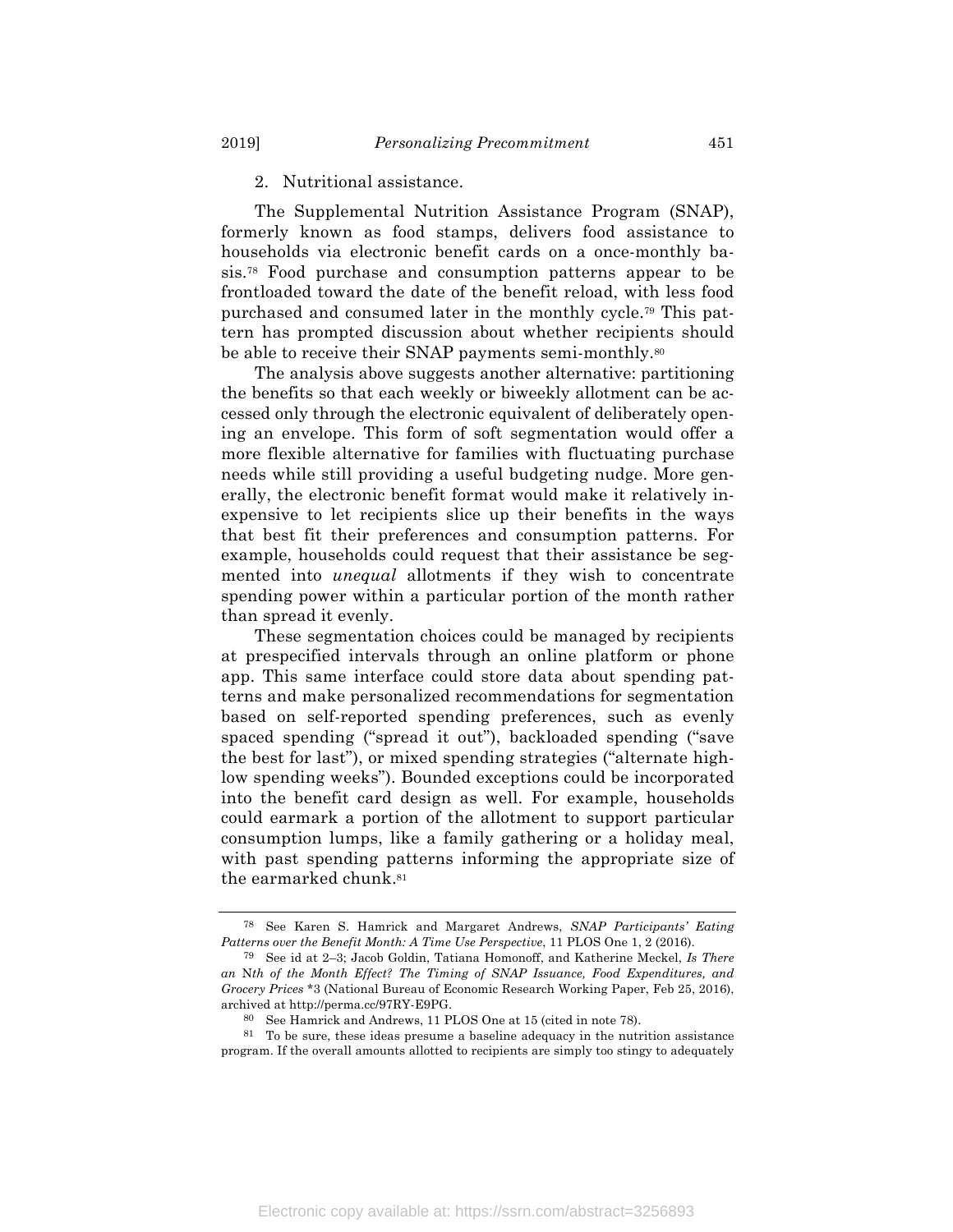2. Nutritional assistance.

The Supplemental Nutrition Assistance Program (SNAP), formerly known as food stamps, delivers food assistance to households via electronic benefit cards on a once-monthly basis.[78] Food purchase and consumption patterns appear to be frontloaded toward the date of the benefit reload, with less food purchased and consumed later in the monthly cycle.[79] This pattern has prompted discussion about whether recipients should be able to receive their SNAP payments semi-monthly.[80]

The analysis above suggests another alternative: partitioning the benefits so that each weekly or biweekly allotment can be accessed only through the electronic equivalent of deliberately opening an envelope. This form of soft segmentation would offer a more flexible alternative for families with fluctuating purchase needs while still providing a useful budgeting nudge. More generally, the electronic benefit format would make it relatively inexpensive to let recipients slice up their benefits in the ways that best fit their preferences and consumption patterns. For example, households could request that their assistance be segmented into *unequal* allotments if they wish to concentrate spending power within a particular portion of the month rather than spread it evenly.

These segmentation choices could be managed by recipients at prespecified intervals through an online platform or phone app. This same interface could store data about spending patterns and make personalized recommendations for segmentation based on self-reported spending preferences, such as evenly spaced spending ("spread it out"), backloaded spending ("save the best for last"), or mixed spending strategies ("alternate high-low spending weeks"). Bounded exceptions could be incorporated into the benefit card design as well. For example, households could earmark a portion of the allotment to support particular consumption lumps, like a family gathering or a holiday meal, with past spending patterns informing the appropriate size of the earmarked chunk.[81]

---

[78] See Karen S. Hamrick and Margaret Andrews, *SNAP Participants' Eating Patterns over the Benefit Month: A Time Use Perspective*, 11 PLOS One 1, 2 (2016).

[79] See id at 2–3; Jacob Goldin, Tatiana Homonoff, and Katherine Meckel, *Is There an* Nth *of the Month Effect? The Timing of SNAP Issuance, Food Expenditures, and Grocery Prices* *3 (National Bureau of Economic Research Working Paper, Feb 25, 2016), archived at http://perma.cc/97RY-E9PG.

[80] See Hamrick and Andrews, 11 PLOS One at 15 (cited in note 78).

[81] To be sure, these ideas presume a baseline adequacy in the nutrition assistance program. If the overall amounts allotted to recipients are simply too stingy to adequately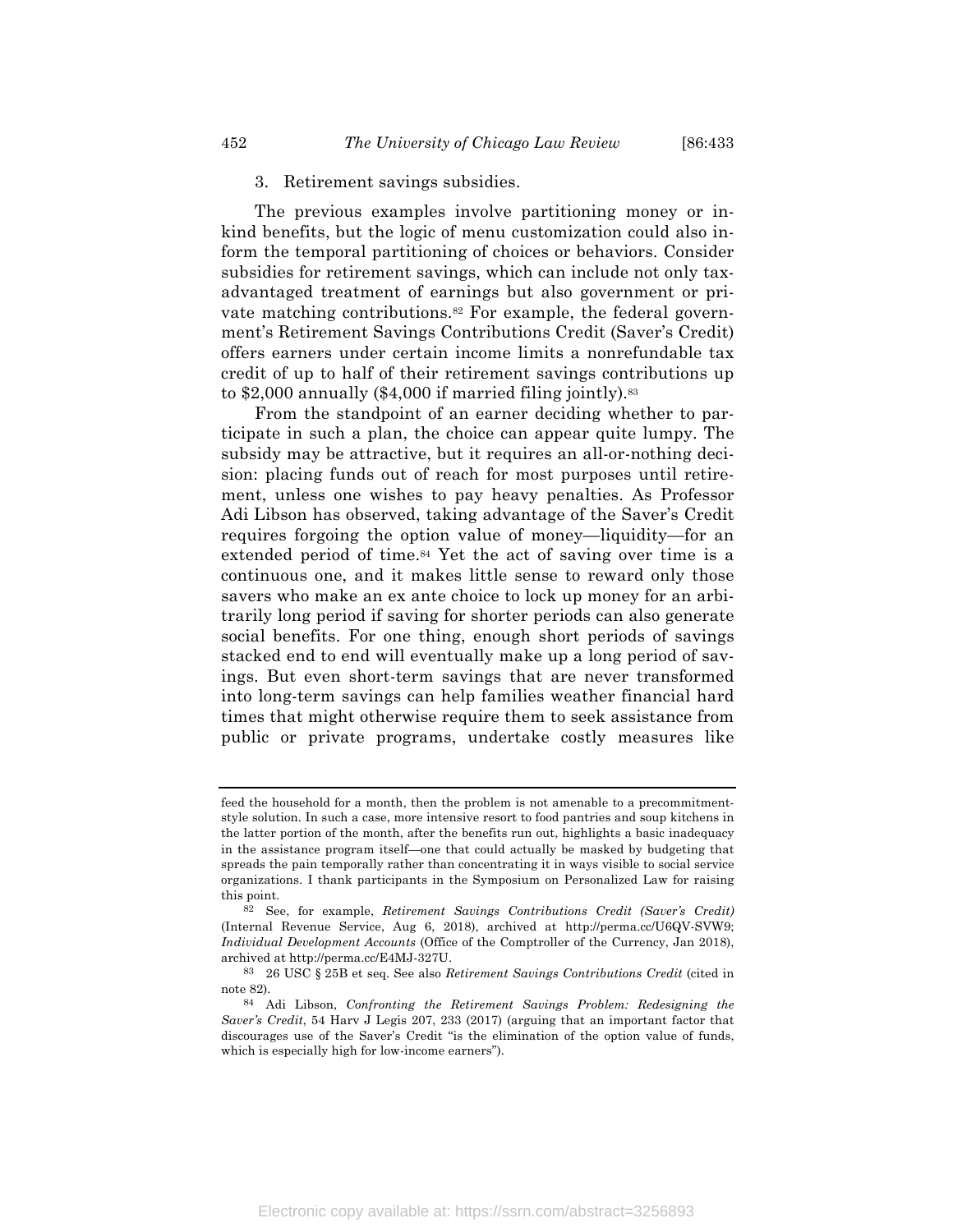### 3. Retirement savings subsidies.

The previous examples involve partitioning money or in-kind benefits, but the logic of menu customization could also inform the temporal partitioning of choices or behaviors. Consider subsidies for retirement savings, which can include not only tax-advantaged treatment of earnings but also government or private matching contributions.[82] For example, the federal government's Retirement Savings Contributions Credit (Saver's Credit) offers earners under certain income limits a nonrefundable tax credit of up to half of their retirement savings contributions up to $2,000 annually ($4,000 if married filing jointly).[83]

From the standpoint of an earner deciding whether to participate in such a plan, the choice can appear quite lumpy. The subsidy may be attractive, but it requires an all-or-nothing decision: placing funds out of reach for most purposes until retirement, unless one wishes to pay heavy penalties. As Professor Adi Libson has observed, taking advantage of the Saver's Credit requires forgoing the option value of money—liquidity—for an extended period of time.[84] Yet the act of saving over time is a continuous one, and it makes little sense to reward only those savers who make an ex ante choice to lock up money for an arbitrarily long period if saving for shorter periods can also generate social benefits. For one thing, enough short periods of savings stacked end to end will eventually make up a long period of savings. But even short-term savings that are never transformed into long-term savings can help families weather financial hard times that might otherwise require them to seek assistance from public or private programs, undertake costly measures like

---

feed the household for a month, then the problem is not amenable to a precommitment-style solution. In such a case, more intensive resort to food pantries and soup kitchens in the latter portion of the month, after the benefits run out, highlights a basic inadequacy in the assistance program itself—one that could actually be masked by budgeting that spreads the pain temporally rather than concentrating it in ways visible to social service organizations. I thank participants in the Symposium on Personalized Law for raising this point.

[82] See, for example, *Retirement Savings Contributions Credit (Saver's Credit)* (Internal Revenue Service, Aug 6, 2018), archived at http://perma.cc/U6QV-SVW9; *Individual Development Accounts* (Office of the Comptroller of the Currency, Jan 2018), archived at http://perma.cc/E4MJ-327U.

[83] 26 USC § 25B et seq. See also *Retirement Savings Contributions Credit* (cited in note 82).

[84] Adi Libson, *Confronting the Retirement Savings Problem: Redesigning the Saver's Credit*, 54 Harv J Legis 207, 233 (2017) (arguing that an important factor that discourages use of the Saver's Credit "is the elimination of the option value of funds, which is especially high for low-income earners").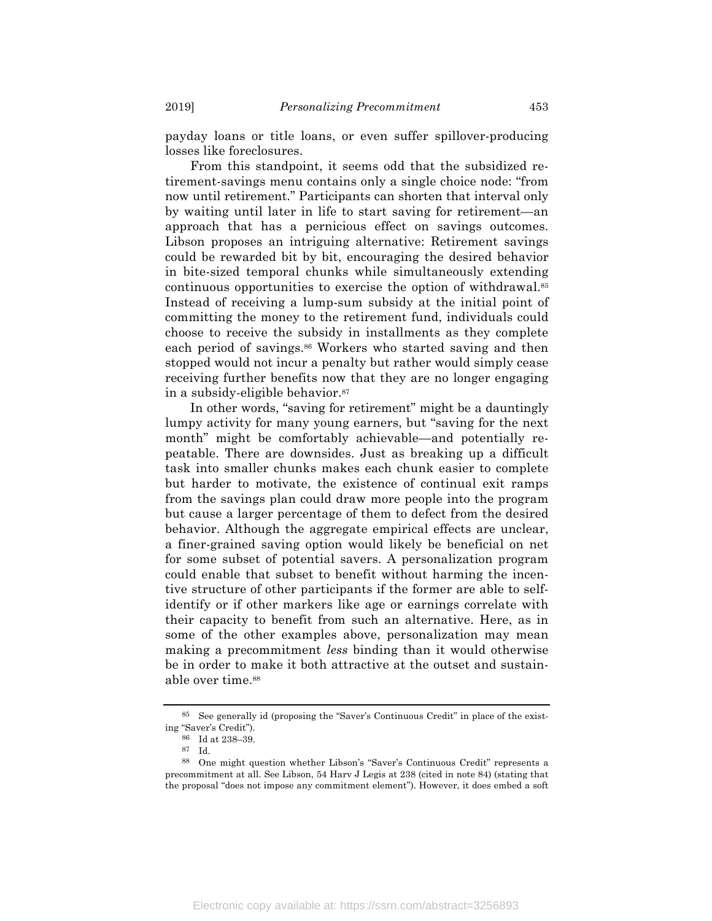payday loans or title loans, or even suffer spillover-producing losses like foreclosures.

From this standpoint, it seems odd that the subsidized retirement-savings menu contains only a single choice node: "from now until retirement." Participants can shorten that interval only by waiting until later in life to start saving for retirement—an approach that has a pernicious effect on savings outcomes. Libson proposes an intriguing alternative: Retirement savings could be rewarded bit by bit, encouraging the desired behavior in bite-sized temporal chunks while simultaneously extending continuous opportunities to exercise the option of withdrawal.[85] Instead of receiving a lump-sum subsidy at the initial point of committing the money to the retirement fund, individuals could choose to receive the subsidy in installments as they complete each period of savings.[86] Workers who started saving and then stopped would not incur a penalty but rather would simply cease receiving further benefits now that they are no longer engaging in a subsidy-eligible behavior.[87]

In other words, "saving for retirement" might be a dauntingly lumpy activity for many young earners, but "saving for the next month" might be comfortably achievable—and potentially repeatable. There are downsides. Just as breaking up a difficult task into smaller chunks makes each chunk easier to complete but harder to motivate, the existence of continual exit ramps from the savings plan could draw more people into the program but cause a larger percentage of them to defect from the desired behavior. Although the aggregate empirical effects are unclear, a finer-grained saving option would likely be beneficial on net for some subset of potential savers. A personalization program could enable that subset to benefit without harming the incentive structure of other participants if the former are able to self-identify or if other markers like age or earnings correlate with their capacity to benefit from such an alternative. Here, as in some of the other examples above, personalization may mean making a precommitment *less* binding than it would otherwise be in order to make it both attractive at the outset and sustainable over time.[88]

---

[85] See generally id (proposing the "Saver's Continuous Credit" in place of the existing "Saver's Credit").

[86] Id at 238–39.

[87] Id.

[88] One might question whether Libson's "Saver's Continuous Credit" represents a precommitment at all. See Libson, 54 Harv J Legis at 238 (cited in note 84) (stating that the proposal "does not impose any commitment element"). However, it does embed a soft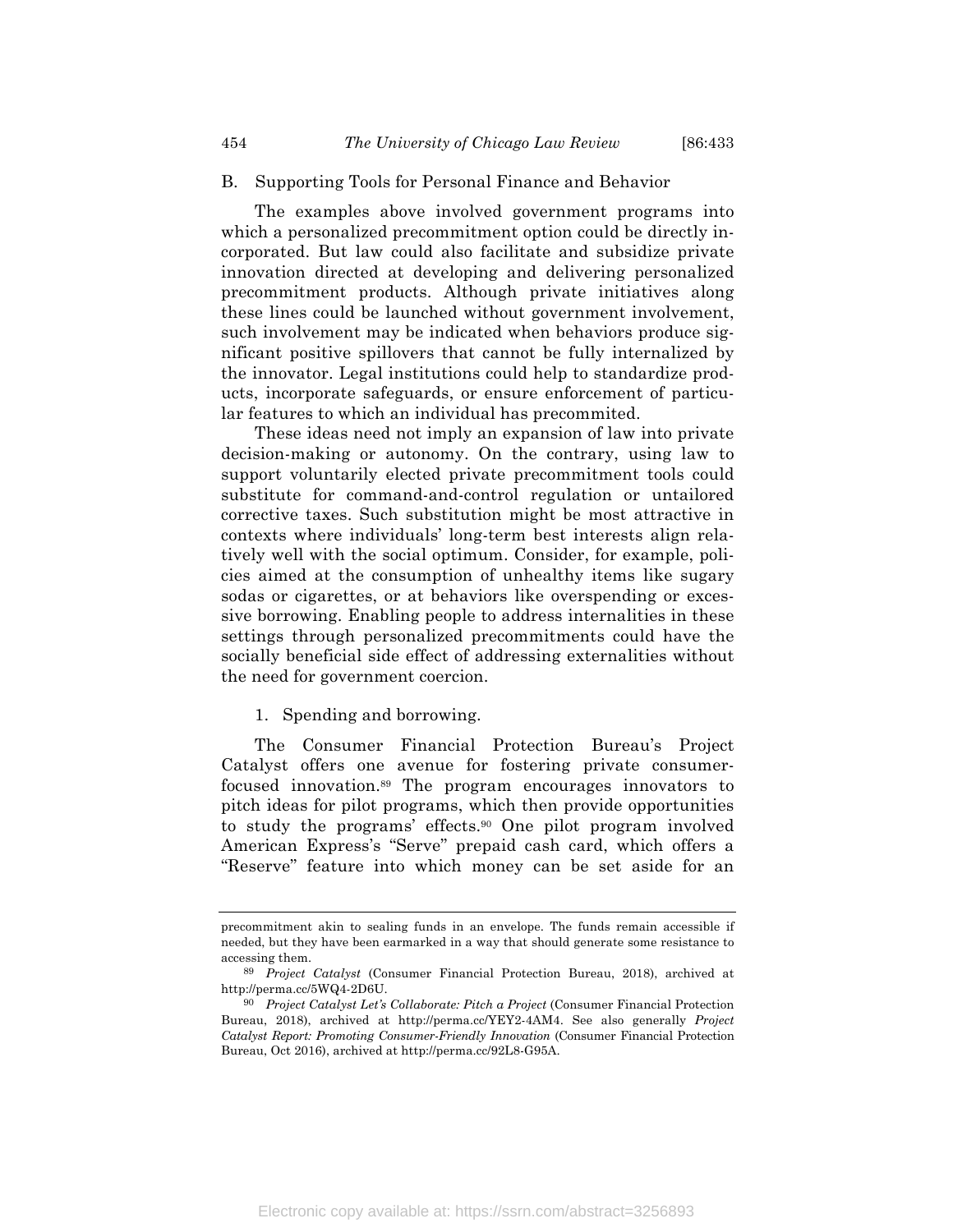## B. Supporting Tools for Personal Finance and Behavior

The examples above involved government programs into which a personalized precommitment option could be directly incorporated. But law could also facilitate and subsidize private innovation directed at developing and delivering personalized precommitment products. Although private initiatives along these lines could be launched without government involvement, such involvement may be indicated when behaviors produce significant positive spillovers that cannot be fully internalized by the innovator. Legal institutions could help to standardize products, incorporate safeguards, or ensure enforcement of particular features to which an individual has precommited.

These ideas need not imply an expansion of law into private decision-making or autonomy. On the contrary, using law to support voluntarily elected private precommitment tools could substitute for command-and-control regulation or untailored corrective taxes. Such substitution might be most attractive in contexts where individuals' long-term best interests align relatively well with the social optimum. Consider, for example, policies aimed at the consumption of unhealthy items like sugary sodas or cigarettes, or at behaviors like overspending or excessive borrowing. Enabling people to address internalities in these settings through personalized precommitments could have the socially beneficial side effect of addressing externalities without the need for government coercion.

### 1. Spending and borrowing.

The Consumer Financial Protection Bureau's Project Catalyst offers one avenue for fostering private consumer-focused innovation.[89] The program encourages innovators to pitch ideas for pilot programs, which then provide opportunities to study the programs' effects.[90] One pilot program involved American Express's "Serve" prepaid cash card, which offers a "Reserve" feature into which money can be set aside for an

---

precommitment akin to sealing funds in an envelope. The funds remain accessible if needed, but they have been earmarked in a way that should generate some resistance to accessing them.

[89] *Project Catalyst* (Consumer Financial Protection Bureau, 2018), archived at http://perma.cc/5WQ4-2D6U.

[90] *Project Catalyst Let's Collaborate: Pitch a Project* (Consumer Financial Protection Bureau, 2018), archived at http://perma.cc/YEY2-4AM4. See also generally *Project Catalyst Report: Promoting Consumer-Friendly Innovation* (Consumer Financial Protection Bureau, Oct 2016), archived at http://perma.cc/92L8-G95A.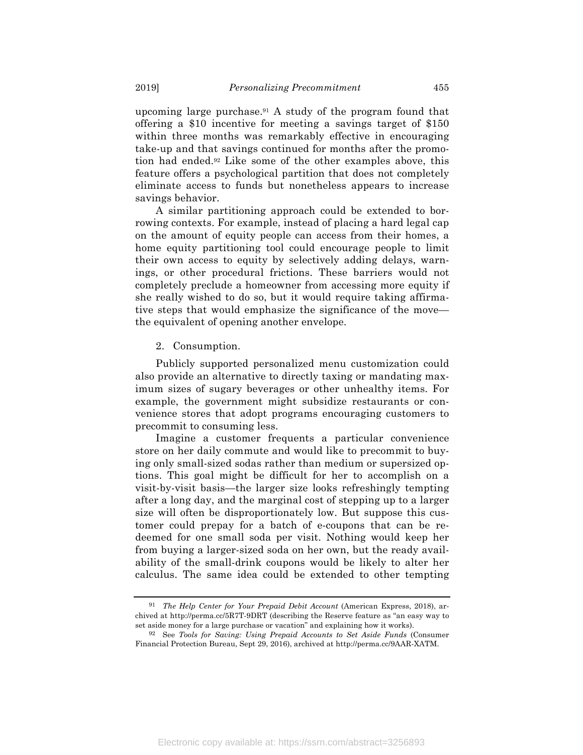upcoming large purchase.[91] A study of the program found that offering a $10 incentive for meeting a savings target of $150 within three months was remarkably effective in encouraging take-up and that savings continued for months after the promotion had ended.[92] Like some of the other examples above, this feature offers a psychological partition that does not completely eliminate access to funds but nonetheless appears to increase savings behavior.

A similar partitioning approach could be extended to borrowing contexts. For example, instead of placing a hard legal cap on the amount of equity people can access from their homes, a home equity partitioning tool could encourage people to limit their own access to equity by selectively adding delays, warnings, or other procedural frictions. These barriers would not completely preclude a homeowner from accessing more equity if she really wished to do so, but it would require taking affirmative steps that would emphasize the significance of the move—the equivalent of opening another envelope.

2. Consumption.

Publicly supported personalized menu customization could also provide an alternative to directly taxing or mandating maximum sizes of sugary beverages or other unhealthy items. For example, the government might subsidize restaurants or convenience stores that adopt programs encouraging customers to precommit to consuming less.

Imagine a customer frequents a particular convenience store on her daily commute and would like to precommit to buying only small-sized sodas rather than medium or supersized options. This goal might be difficult for her to accomplish on a visit-by-visit basis—the larger size looks refreshingly tempting after a long day, and the marginal cost of stepping up to a larger size will often be disproportionately low. But suppose this customer could prepay for a batch of e-coupons that can be redeemed for one small soda per visit. Nothing would keep her from buying a larger-sized soda on her own, but the ready availability of the small-drink coupons would be likely to alter her calculus. The same idea could be extended to other tempting

---

[91] *The Help Center for Your Prepaid Debit Account* (American Express, 2018), archived at http://perma.cc/5R7T-9DRT (describing the Reserve feature as "an easy way to set aside money for a large purchase or vacation" and explaining how it works).

[92] See *Tools for Saving: Using Prepaid Accounts to Set Aside Funds* (Consumer Financial Protection Bureau, Sept 29, 2016), archived at http://perma.cc/9AAR-XATM.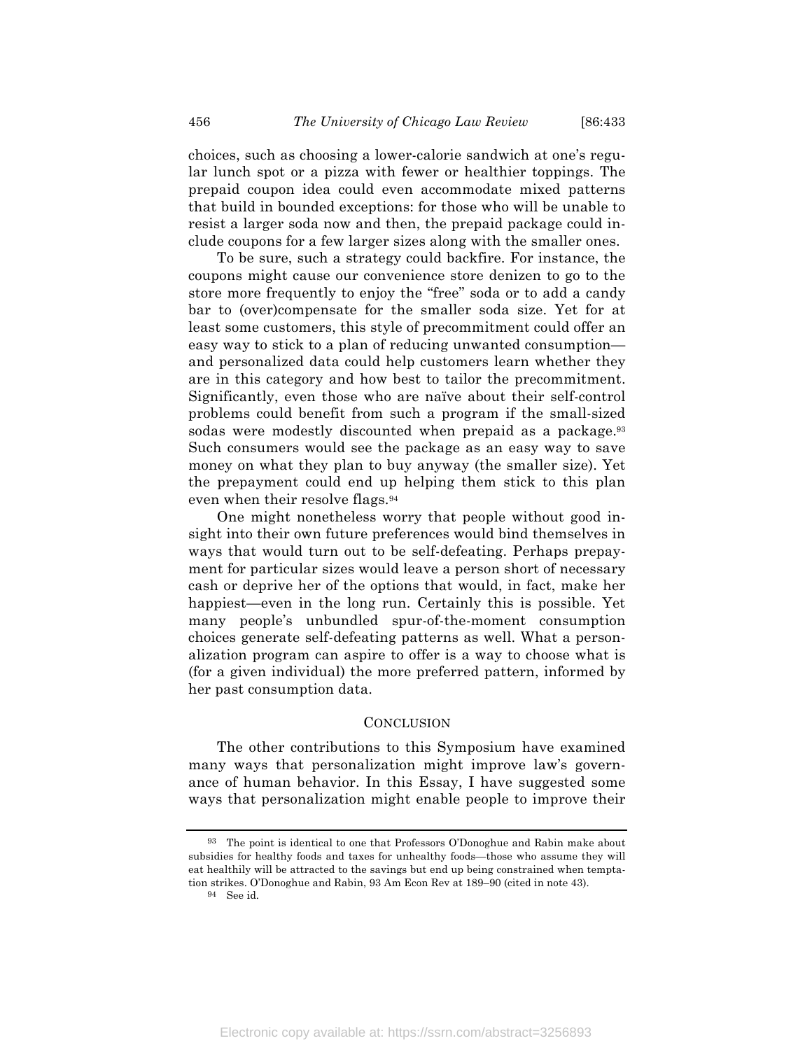choices, such as choosing a lower-calorie sandwich at one's regular lunch spot or a pizza with fewer or healthier toppings. The prepaid coupon idea could even accommodate mixed patterns that build in bounded exceptions: for those who will be unable to resist a larger soda now and then, the prepaid package could include coupons for a few larger sizes along with the smaller ones.

To be sure, such a strategy could backfire. For instance, the coupons might cause our convenience store denizen to go to the store more frequently to enjoy the "free" soda or to add a candy bar to (over)compensate for the smaller soda size. Yet for at least some customers, this style of precommitment could offer an easy way to stick to a plan of reducing unwanted consumption—and personalized data could help customers learn whether they are in this category and how best to tailor the precommitment. Significantly, even those who are naïve about their self-control problems could benefit from such a program if the small-sized sodas were modestly discounted when prepaid as a package.[93] Such consumers would see the package as an easy way to save money on what they plan to buy anyway (the smaller size). Yet the prepayment could end up helping them stick to this plan even when their resolve flags.[94]

One might nonetheless worry that people without good insight into their own future preferences would bind themselves in ways that would turn out to be self-defeating. Perhaps prepayment for particular sizes would leave a person short of necessary cash or deprive her of the options that would, in fact, make her happiest—even in the long run. Certainly this is possible. Yet many people's unbundled spur-of-the-moment consumption choices generate self-defeating patterns as well. What a personalization program can aspire to offer is a way to choose what is (for a given individual) the more preferred pattern, informed by her past consumption data.

## CONCLUSION

The other contributions to this Symposium have examined many ways that personalization might improve law's governance of human behavior. In this Essay, I have suggested some ways that personalization might enable people to improve their

---

[93] The point is identical to one that Professors O'Donoghue and Rabin make about subsidies for healthy foods and taxes for unhealthy foods—those who assume they will eat healthily will be attracted to the savings but end up being constrained when temptation strikes. O'Donoghue and Rabin, 93 Am Econ Rev at 189–90 (cited in note 43).

[94] See id.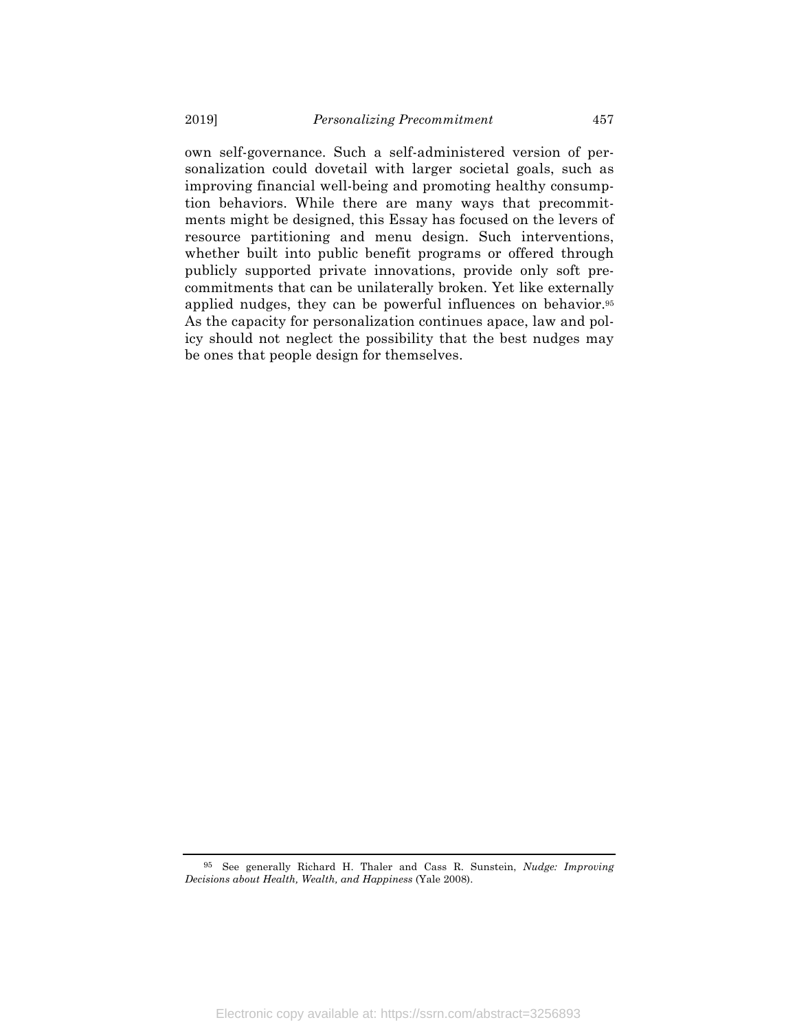own self-governance. Such a self-administered version of personalization could dovetail with larger societal goals, such as improving financial well-being and promoting healthy consumption behaviors. While there are many ways that precommitments might be designed, this Essay has focused on the levers of resource partitioning and menu design. Such interventions, whether built into public benefit programs or offered through publicly supported private innovations, provide only soft precommitments that can be unilaterally broken. Yet like externally applied nudges, they can be powerful influences on behavior.[95] As the capacity for personalization continues apace, law and policy should not neglect the possibility that the best nudges may be ones that people design for themselves.

---

[95] See generally Richard H. Thaler and Cass R. Sunstein, *Nudge: Improving Decisions about Health, Wealth, and Happiness* (Yale 2008).